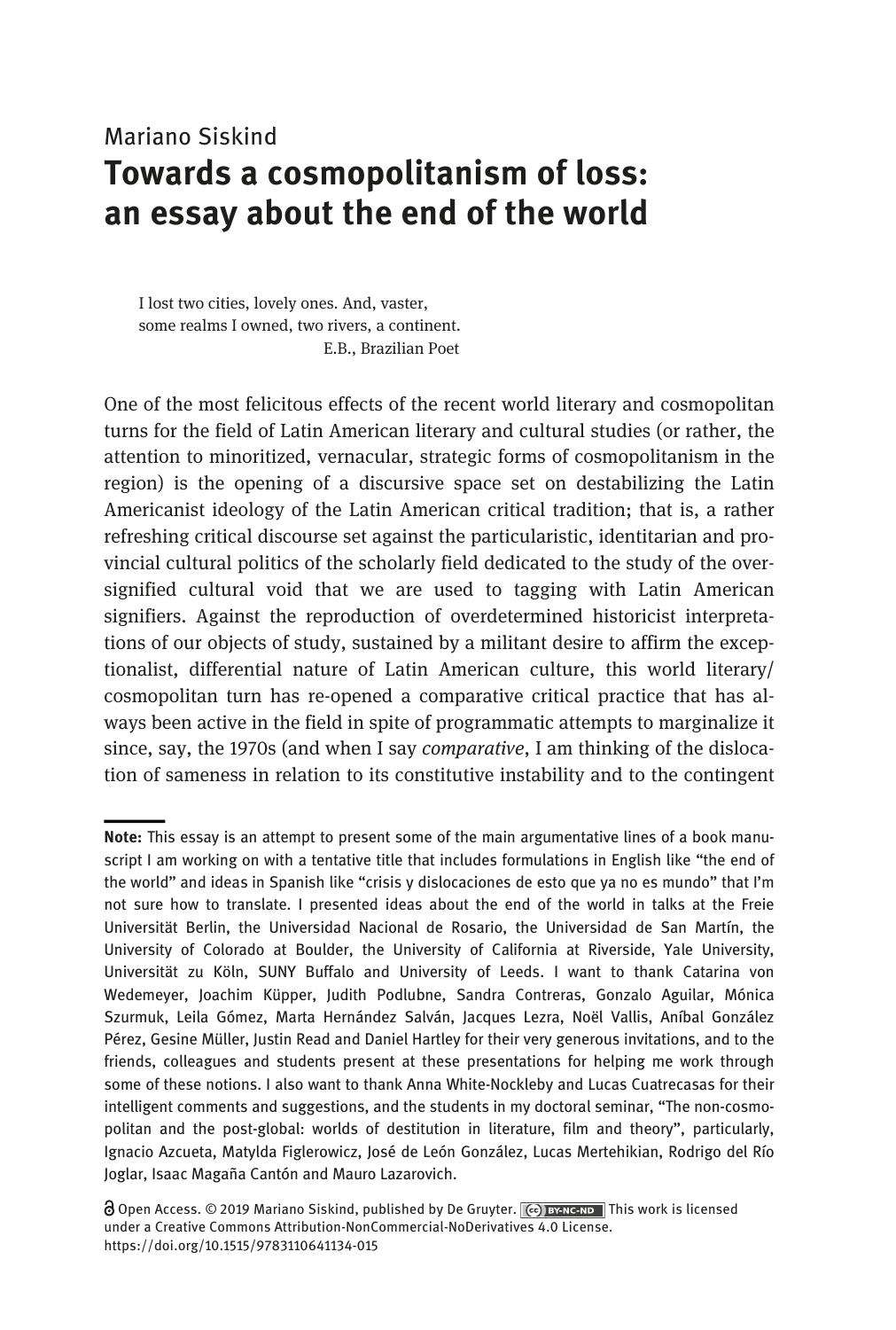Mariano Siskind

# Towards a cosmopolitanism of loss: an essay about the end of the world

> I lost two cities, lovely ones. And, vaster,
> some realms I owned, two rivers, a continent.
> E.B., Brazilian Poet

One of the most felicitous effects of the recent world literary and cosmopolitan turns for the field of Latin American literary and cultural studies (or rather, the attention to minoritized, vernacular, strategic forms of cosmopolitanism in the region) is the opening of a discursive space set on destabilizing the Latin Americanist ideology of the Latin American critical tradition; that is, a rather refreshing critical discourse set against the particularistic, identitarian and provincial cultural politics of the scholarly field dedicated to the study of the over-signified cultural void that we are used to tagging with Latin American signifiers. Against the reproduction of overdetermined historicist interpretations of our objects of study, sustained by a militant desire to affirm the exceptionalist, differential nature of Latin American culture, this world literary/cosmopolitan turn has re-opened a comparative critical practice that has always been active in the field in spite of programmatic attempts to marginalize it since, say, the 1970s (and when I say *comparative*, I am thinking of the dislocation of sameness in relation to its constitutive instability and to the contingent

---

**Note:** This essay is an attempt to present some of the main argumentative lines of a book manuscript I am working on with a tentative title that includes formulations in English like "the end of the world" and ideas in Spanish like "crisis y dislocaciones de esto que ya no es mundo" that I'm not sure how to translate. I presented ideas about the end of the world in talks at the Freie Universität Berlin, the Universidad Nacional de Rosario, the Universidad de San Martín, the University of Colorado at Boulder, the University of California at Riverside, Yale University, Universität zu Köln, SUNY Buffalo and University of Leeds. I want to thank Catarina von Wedemeyer, Joachim Küpper, Judith Podlubne, Sandra Contreras, Gonzalo Aguilar, Mónica Szurmuk, Leila Gómez, Marta Hernández Salván, Jacques Lezra, Noël Vallis, Aníbal González Pérez, Gesine Müller, Justin Read and Daniel Hartley for their very generous invitations, and to the friends, colleagues and students present at these presentations for helping me work through some of these notions. I also want to thank Anna White-Nockleby and Lucas Cuatrecasas for their intelligent comments and suggestions, and the students in my doctoral seminar, "The non-cosmopolitan and the post-global: worlds of destitution in literature, film and theory", particularly, Ignacio Azcueta, Matylda Figlerowicz, José de León González, Lucas Mertehikian, Rodrigo del Río Joglar, Isaac Magaña Cantón and Mauro Lazarovich.

Open Access. © 2019 Mariano Siskind, published by De Gruyter. This work is licensed under a Creative Commons Attribution-NonCommercial-NoDerivatives 4.0 License.
https://doi.org/10.1515/9783110641134-015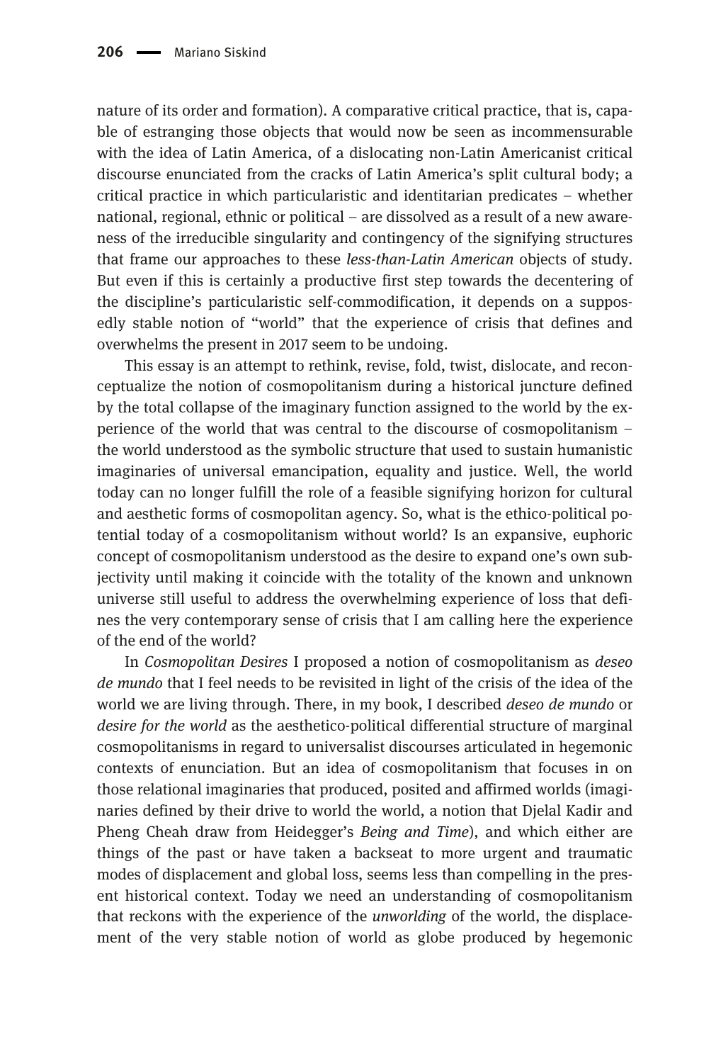nature of its order and formation). A comparative critical practice, that is, capable of estranging those objects that would now be seen as incommensurable with the idea of Latin America, of a dislocating non-Latin Americanist critical discourse enunciated from the cracks of Latin America's split cultural body; a critical practice in which particularistic and identitarian predicates – whether national, regional, ethnic or political – are dissolved as a result of a new awareness of the irreducible singularity and contingency of the signifying structures that frame our approaches to these *less-than-Latin American* objects of study. But even if this is certainly a productive first step towards the decentering of the discipline's particularistic self-commodification, it depends on a supposedly stable notion of "world" that the experience of crisis that defines and overwhelms the present in 2017 seem to be undoing.

This essay is an attempt to rethink, revise, fold, twist, dislocate, and reconceptualize the notion of cosmopolitanism during a historical juncture defined by the total collapse of the imaginary function assigned to the world by the experience of the world that was central to the discourse of cosmopolitanism – the world understood as the symbolic structure that used to sustain humanistic imaginaries of universal emancipation, equality and justice. Well, the world today can no longer fulfill the role of a feasible signifying horizon for cultural and aesthetic forms of cosmopolitan agency. So, what is the ethico-political potential today of a cosmopolitanism without world? Is an expansive, euphoric concept of cosmopolitanism understood as the desire to expand one's own subjectivity until making it coincide with the totality of the known and unknown universe still useful to address the overwhelming experience of loss that defines the very contemporary sense of crisis that I am calling here the experience of the end of the world?

In *Cosmopolitan Desires* I proposed a notion of cosmopolitanism as *deseo de mundo* that I feel needs to be revisited in light of the crisis of the idea of the world we are living through. There, in my book, I described *deseo de mundo* or *desire for the world* as the aesthetico-political differential structure of marginal cosmopolitanisms in regard to universalist discourses articulated in hegemonic contexts of enunciation. But an idea of cosmopolitanism that focuses in on those relational imaginaries that produced, posited and affirmed worlds (imaginaries defined by their drive to world the world, a notion that Djelal Kadir and Pheng Cheah draw from Heidegger's *Being and Time*), and which either are things of the past or have taken a backseat to more urgent and traumatic modes of displacement and global loss, seems less than compelling in the present historical context. Today we need an understanding of cosmopolitanism that reckons with the experience of the *unworlding* of the world, the displacement of the very stable notion of world as globe produced by hegemonic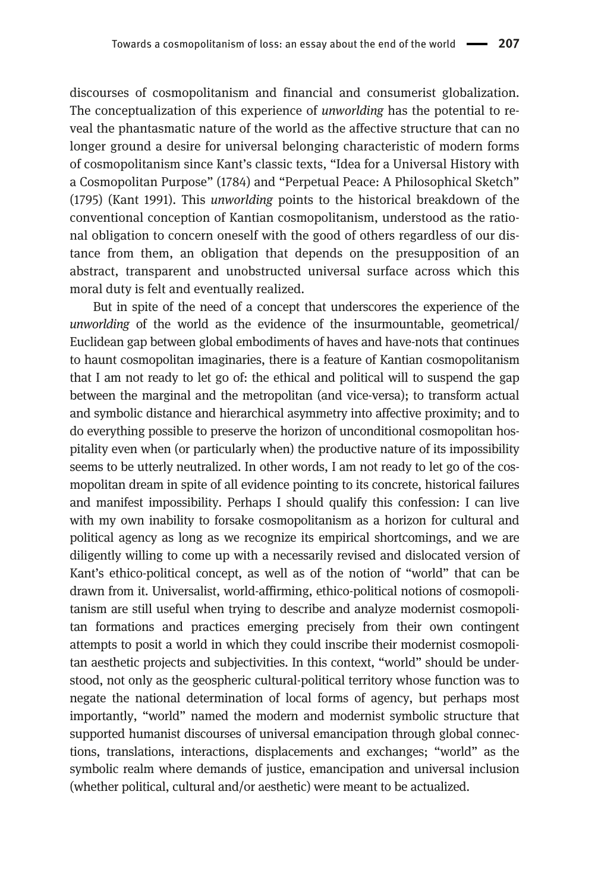discourses of cosmopolitanism and financial and consumerist globalization. The conceptualization of this experience of *unworlding* has the potential to reveal the phantasmatic nature of the world as the affective structure that can no longer ground a desire for universal belonging characteristic of modern forms of cosmopolitanism since Kant's classic texts, "Idea for a Universal History with a Cosmopolitan Purpose" (1784) and "Perpetual Peace: A Philosophical Sketch" (1795) (Kant 1991). This *unworlding* points to the historical breakdown of the conventional conception of Kantian cosmopolitanism, understood as the rational obligation to concern oneself with the good of others regardless of our distance from them, an obligation that depends on the presupposition of an abstract, transparent and unobstructed universal surface across which this moral duty is felt and eventually realized.

But in spite of the need of a concept that underscores the experience of the *unworlding* of the world as the evidence of the insurmountable, geometrical/Euclidean gap between global embodiments of haves and have-nots that continues to haunt cosmopolitan imaginaries, there is a feature of Kantian cosmopolitanism that I am not ready to let go of: the ethical and political will to suspend the gap between the marginal and the metropolitan (and vice-versa); to transform actual and symbolic distance and hierarchical asymmetry into affective proximity; and to do everything possible to preserve the horizon of unconditional cosmopolitan hospitality even when (or particularly when) the productive nature of its impossibility seems to be utterly neutralized. In other words, I am not ready to let go of the cosmopolitan dream in spite of all evidence pointing to its concrete, historical failures and manifest impossibility. Perhaps I should qualify this confession: I can live with my own inability to forsake cosmopolitanism as a horizon for cultural and political agency as long as we recognize its empirical shortcomings, and we are diligently willing to come up with a necessarily revised and dislocated version of Kant's ethico-political concept, as well as of the notion of "world" that can be drawn from it. Universalist, world-affirming, ethico-political notions of cosmopolitanism are still useful when trying to describe and analyze modernist cosmopolitan formations and practices emerging precisely from their own contingent attempts to posit a world in which they could inscribe their modernist cosmopolitan aesthetic projects and subjectivities. In this context, "world" should be understood, not only as the geospheric cultural-political territory whose function was to negate the national determination of local forms of agency, but perhaps most importantly, "world" named the modern and modernist symbolic structure that supported humanist discourses of universal emancipation through global connections, translations, interactions, displacements and exchanges; "world" as the symbolic realm where demands of justice, emancipation and universal inclusion (whether political, cultural and/or aesthetic) were meant to be actualized.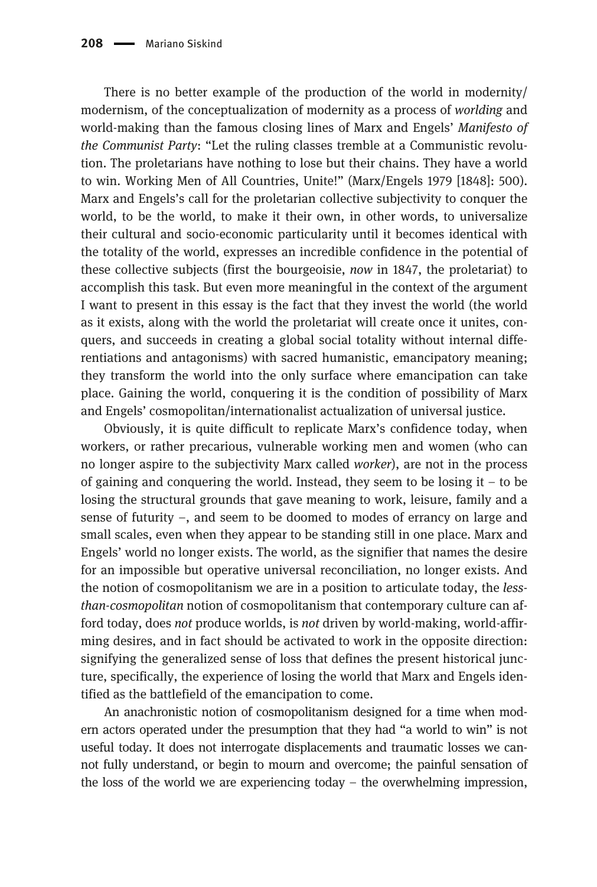There is no better example of the production of the world in modernity/modernism, of the conceptualization of modernity as a process of *worlding* and world-making than the famous closing lines of Marx and Engels' *Manifesto of the Communist Party*: "Let the ruling classes tremble at a Communistic revolution. The proletarians have nothing to lose but their chains. They have a world to win. Working Men of All Countries, Unite!" (Marx/Engels 1979 [1848]: 500). Marx and Engels's call for the proletarian collective subjectivity to conquer the world, to be the world, to make it their own, in other words, to universalize their cultural and socio-economic particularity until it becomes identical with the totality of the world, expresses an incredible confidence in the potential of these collective subjects (first the bourgeoisie, *now* in 1847, the proletariat) to accomplish this task. But even more meaningful in the context of the argument I want to present in this essay is the fact that they invest the world (the world as it exists, along with the world the proletariat will create once it unites, conquers, and succeeds in creating a global social totality without internal differentiations and antagonisms) with sacred humanistic, emancipatory meaning; they transform the world into the only surface where emancipation can take place. Gaining the world, conquering it is the condition of possibility of Marx and Engels' cosmopolitan/internationalist actualization of universal justice.

Obviously, it is quite difficult to replicate Marx's confidence today, when workers, or rather precarious, vulnerable working men and women (who can no longer aspire to the subjectivity Marx called *worker*), are not in the process of gaining and conquering the world. Instead, they seem to be losing it – to be losing the structural grounds that gave meaning to work, leisure, family and a sense of futurity –, and seem to be doomed to modes of errancy on large and small scales, even when they appear to be standing still in one place. Marx and Engels' world no longer exists. The world, as the signifier that names the desire for an impossible but operative universal reconciliation, no longer exists. And the notion of cosmopolitanism we are in a position to articulate today, the *less-than-cosmopolitan* notion of cosmopolitanism that contemporary culture can afford today, does *not* produce worlds, is *not* driven by world-making, world-affirming desires, and in fact should be activated to work in the opposite direction: signifying the generalized sense of loss that defines the present historical juncture, specifically, the experience of losing the world that Marx and Engels identified as the battlefield of the emancipation to come.

An anachronistic notion of cosmopolitanism designed for a time when modern actors operated under the presumption that they had "a world to win" is not useful today. It does not interrogate displacements and traumatic losses we cannot fully understand, or begin to mourn and overcome; the painful sensation of the loss of the world we are experiencing today – the overwhelming impression,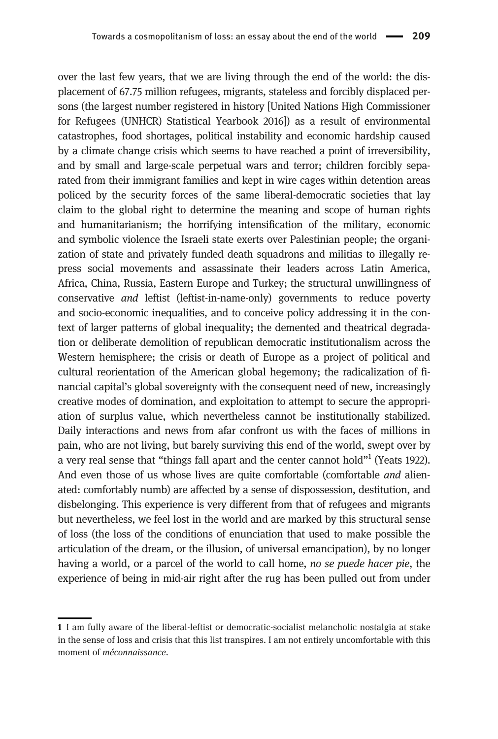over the last few years, that we are living through the end of the world: the displacement of 67.75 million refugees, migrants, stateless and forcibly displaced persons (the largest number registered in history [United Nations High Commissioner for Refugees (UNHCR) Statistical Yearbook 2016]) as a result of environmental catastrophes, food shortages, political instability and economic hardship caused by a climate change crisis which seems to have reached a point of irreversibility, and by small and large-scale perpetual wars and terror; children forcibly separated from their immigrant families and kept in wire cages within detention areas policed by the security forces of the same liberal-democratic societies that lay claim to the global right to determine the meaning and scope of human rights and humanitarianism; the horrifying intensification of the military, economic and symbolic violence the Israeli state exerts over Palestinian people; the organization of state and privately funded death squadrons and militias to illegally repress social movements and assassinate their leaders across Latin America, Africa, China, Russia, Eastern Europe and Turkey; the structural unwillingness of conservative *and* leftist (leftist-in-name-only) governments to reduce poverty and socio-economic inequalities, and to conceive policy addressing it in the context of larger patterns of global inequality; the demented and theatrical degradation or deliberate demolition of republican democratic institutionalism across the Western hemisphere; the crisis or death of Europe as a project of political and cultural reorientation of the American global hegemony; the radicalization of financial capital's global sovereignty with the consequent need of new, increasingly creative modes of domination, and exploitation to attempt to secure the appropriation of surplus value, which nevertheless cannot be institutionally stabilized. Daily interactions and news from afar confront us with the faces of millions in pain, who are not living, but barely surviving this end of the world, swept over by a very real sense that "things fall apart and the center cannot hold"[1] (Yeats 1922). And even those of us whose lives are quite comfortable (comfortable *and* alienated: comfortably numb) are affected by a sense of dispossession, destitution, and disbelonging. This experience is very different from that of refugees and migrants but nevertheless, we feel lost in the world and are marked by this structural sense of loss (the loss of the conditions of enunciation that used to make possible the articulation of the dream, or the illusion, of universal emancipation), by no longer having a world, or a parcel of the world to call home, *no se puede hacer pie*, the experience of being in mid-air right after the rug has been pulled out from under

---

**1** I am fully aware of the liberal-leftist or democratic-socialist melancholic nostalgia at stake in the sense of loss and crisis that this list transpires. I am not entirely uncomfortable with this moment of *méconnaissance*.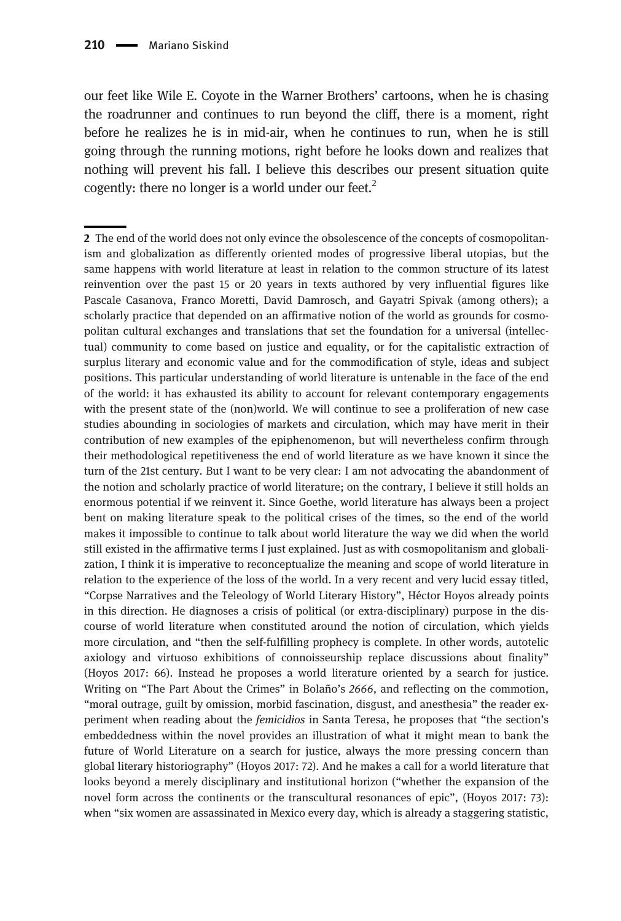our feet like Wile E. Coyote in the Warner Brothers' cartoons, when he is chasing the roadrunner and continues to run beyond the cliff, there is a moment, right before he realizes he is in mid-air, when he continues to run, when he is still going through the running motions, right before he looks down and realizes that nothing will prevent his fall. I believe this describes our present situation quite cogently: there no longer is a world under our feet.[2]

---

**2** The end of the world does not only evince the obsolescence of the concepts of cosmopolitanism and globalization as differently oriented modes of progressive liberal utopias, but the same happens with world literature at least in relation to the common structure of its latest reinvention over the past 15 or 20 years in texts authored by very influential figures like Pascale Casanova, Franco Moretti, David Damrosch, and Gayatri Spivak (among others); a scholarly practice that depended on an affirmative notion of the world as grounds for cosmopolitan cultural exchanges and translations that set the foundation for a universal (intellectual) community to come based on justice and equality, or for the capitalistic extraction of surplus literary and economic value and for the commodification of style, ideas and subject positions. This particular understanding of world literature is untenable in the face of the end of the world: it has exhausted its ability to account for relevant contemporary engagements with the present state of the (non)world. We will continue to see a proliferation of new case studies abounding in sociologies of markets and circulation, which may have merit in their contribution of new examples of the epiphenomenon, but will nevertheless confirm through their methodological repetitiveness the end of world literature as we have known it since the turn of the 21st century. But I want to be very clear: I am not advocating the abandonment of the notion and scholarly practice of world literature; on the contrary, I believe it still holds an enormous potential if we reinvent it. Since Goethe, world literature has always been a project bent on making literature speak to the political crises of the times, so the end of the world makes it impossible to continue to talk about world literature the way we did when the world still existed in the affirmative terms I just explained. Just as with cosmopolitanism and globalization, I think it is imperative to reconceptualize the meaning and scope of world literature in relation to the experience of the loss of the world. In a very recent and very lucid essay titled, "Corpse Narratives and the Teleology of World Literary History", Héctor Hoyos already points in this direction. He diagnoses a crisis of political (or extra-disciplinary) purpose in the discourse of world literature when constituted around the notion of circulation, which yields more circulation, and "then the self-fulfilling prophecy is complete. In other words, autotelic axiology and virtuoso exhibitions of connoisseurship replace discussions about finality" (Hoyos 2017: 66). Instead he proposes a world literature oriented by a search for justice. Writing on "The Part About the Crimes" in Bolaño's *2666*, and reflecting on the commotion, "moral outrage, guilt by omission, morbid fascination, disgust, and anesthesia" the reader experiment when reading about the *femicidios* in Santa Teresa, he proposes that "the section's embeddedness within the novel provides an illustration of what it might mean to bank the future of World Literature on a search for justice, always the more pressing concern than global literary historiography" (Hoyos 2017: 72). And he makes a call for a world literature that looks beyond a merely disciplinary and institutional horizon ("whether the expansion of the novel form across the continents or the transcultural resonances of epic", (Hoyos 2017: 73): when "six women are assassinated in Mexico every day, which is already a staggering statistic,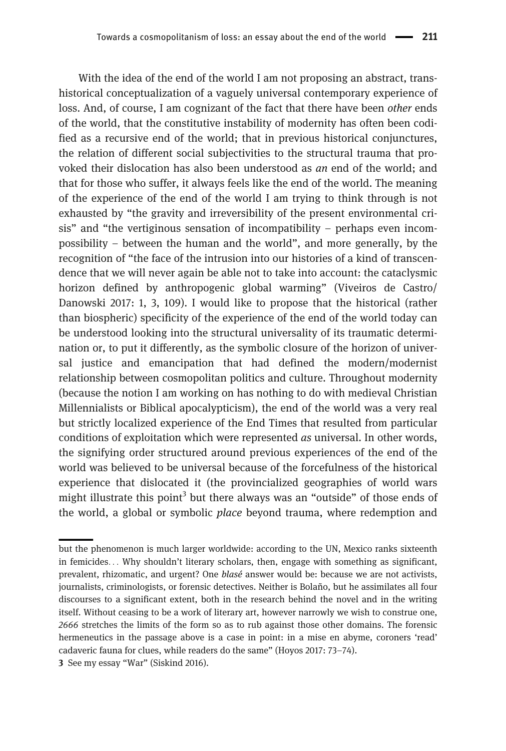With the idea of the end of the world I am not proposing an abstract, transhistorical conceptualization of a vaguely universal contemporary experience of loss. And, of course, I am cognizant of the fact that there have been *other* ends of the world, that the constitutive instability of modernity has often been codified as a recursive end of the world; that in previous historical conjunctures, the relation of different social subjectivities to the structural trauma that provoked their dislocation has also been understood as *an* end of the world; and that for those who suffer, it always feels like the end of the world. The meaning of the experience of the end of the world I am trying to think through is not exhausted by "the gravity and irreversibility of the present environmental crisis" and "the vertiginous sensation of incompatibility – perhaps even incompossibility – between the human and the world", and more generally, by the recognition of "the face of the intrusion into our histories of a kind of transcendence that we will never again be able not to take into account: the cataclysmic horizon defined by anthropogenic global warming" (Viveiros de Castro/ Danowski 2017: 1, 3, 109). I would like to propose that the historical (rather than biospheric) specificity of the experience of the end of the world today can be understood looking into the structural universality of its traumatic determination or, to put it differently, as the symbolic closure of the horizon of universal justice and emancipation that had defined the modern/modernist relationship between cosmopolitan politics and culture. Throughout modernity (because the notion I am working on has nothing to do with medieval Christian Millennialists or Biblical apocalypticism), the end of the world was a very real but strictly localized experience of the End Times that resulted from particular conditions of exploitation which were represented *as* universal. In other words, the signifying order structured around previous experiences of the end of the world was believed to be universal because of the forcefulness of the historical experience that dislocated it (the provincialized geographies of world wars might illustrate this point[3] but there always was an "outside" of those ends of the world, a global or symbolic *place* beyond trauma, where redemption and

---

but the phenomenon is much larger worldwide: according to the UN, Mexico ranks sixteenth in femicides… Why shouldn't literary scholars, then, engage with something as significant, prevalent, rhizomatic, and urgent? One *blasé* answer would be: because we are not activists, journalists, criminologists, or forensic detectives. Neither is Bolaño, but he assimilates all four discourses to a significant extent, both in the research behind the novel and in the writing itself. Without ceasing to be a work of literary art, however narrowly we wish to construe one, *2666* stretches the limits of the form so as to rub against those other domains. The forensic hermeneutics in the passage above is a case in point: in a mise en abyme, coroners 'read' cadaveric fauna for clues, while readers do the same" (Hoyos 2017: 73–74).

**3** See my essay "War" (Siskind 2016).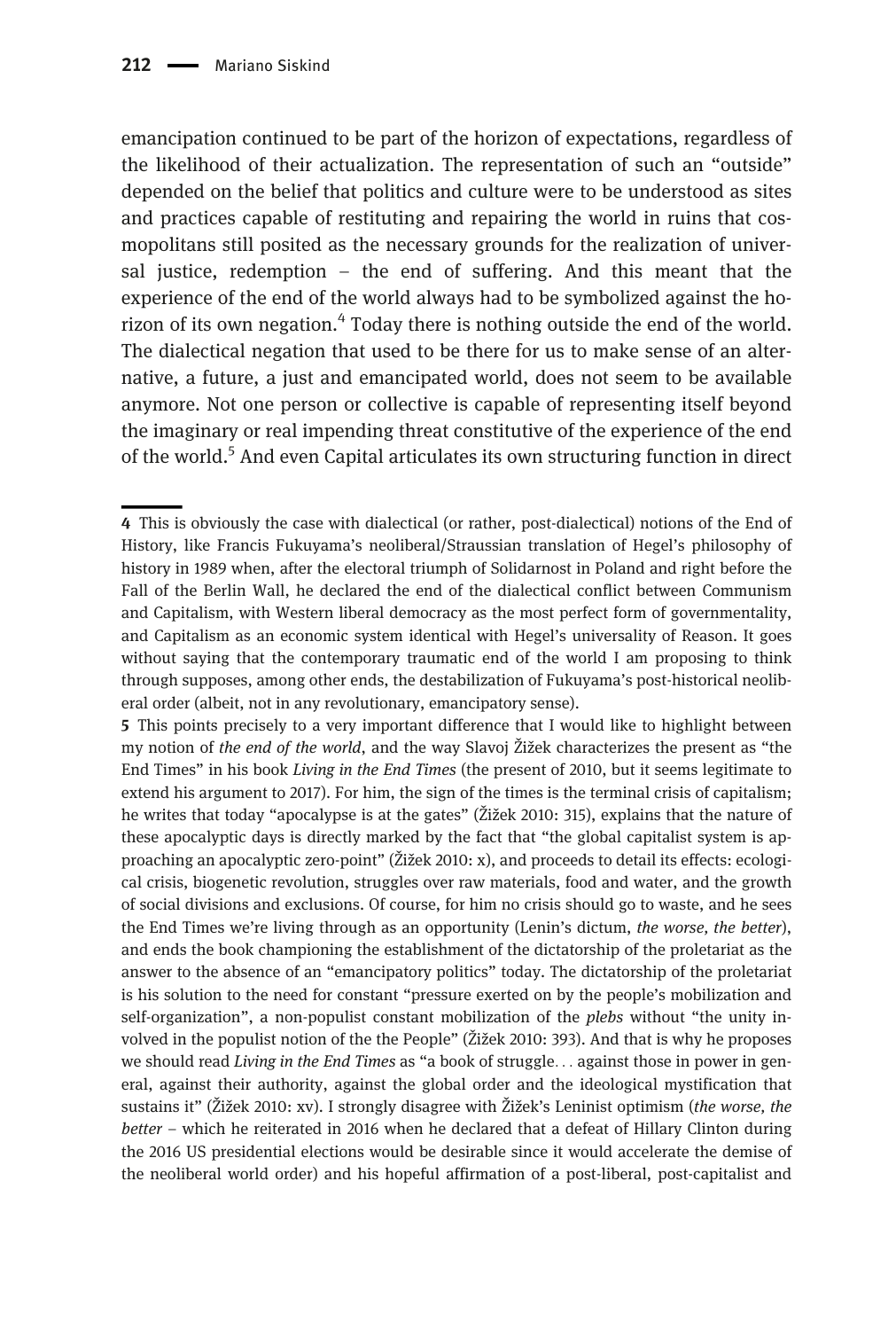emancipation continued to be part of the horizon of expectations, regardless of the likelihood of their actualization. The representation of such an "outside" depended on the belief that politics and culture were to be understood as sites and practices capable of restituting and repairing the world in ruins that cosmopolitans still posited as the necessary grounds for the realization of universal justice, redemption – the end of suffering. And this meant that the experience of the end of the world always had to be symbolized against the horizon of its own negation.[4] Today there is nothing outside the end of the world. The dialectical negation that used to be there for us to make sense of an alternative, a future, a just and emancipated world, does not seem to be available anymore. Not one person or collective is capable of representing itself beyond the imaginary or real impending threat constitutive of the experience of the end of the world.[5] And even Capital articulates its own structuring function in direct

---

**4** This is obviously the case with dialectical (or rather, post-dialectical) notions of the End of History, like Francis Fukuyama's neoliberal/Straussian translation of Hegel's philosophy of history in 1989 when, after the electoral triumph of Solidarnost in Poland and right before the Fall of the Berlin Wall, he declared the end of the dialectical conflict between Communism and Capitalism, with Western liberal democracy as the most perfect form of governmentality, and Capitalism as an economic system identical with Hegel's universality of Reason. It goes without saying that the contemporary traumatic end of the world I am proposing to think through supposes, among other ends, the destabilization of Fukuyama's post-historical neoliberal order (albeit, not in any revolutionary, emancipatory sense).

**5** This points precisely to a very important difference that I would like to highlight between my notion of *the end of the world*, and the way Slavoj Žižek characterizes the present as "the End Times" in his book *Living in the End Times* (the present of 2010, but it seems legitimate to extend his argument to 2017). For him, the sign of the times is the terminal crisis of capitalism; he writes that today "apocalypse is at the gates" (Žižek 2010: 315), explains that the nature of these apocalyptic days is directly marked by the fact that "the global capitalist system is approaching an apocalyptic zero-point" (Žižek 2010: x), and proceeds to detail its effects: ecological crisis, biogenetic revolution, struggles over raw materials, food and water, and the growth of social divisions and exclusions. Of course, for him no crisis should go to waste, and he sees the End Times we're living through as an opportunity (Lenin's dictum, *the worse, the better*), and ends the book championing the establishment of the dictatorship of the proletariat as the answer to the absence of an "emancipatory politics" today. The dictatorship of the proletariat is his solution to the need for constant "pressure exerted on by the people's mobilization and self-organization", a non-populist constant mobilization of the *plebs* without "the unity involved in the populist notion of the the People" (Žižek 2010: 393). And that is why he proposes we should read *Living in the End Times* as "a book of struggle… against those in power in general, against their authority, against the global order and the ideological mystification that sustains it" (Žižek 2010: xv). I strongly disagree with Žižek's Leninist optimism (*the worse, the better* – which he reiterated in 2016 when he declared that a defeat of Hillary Clinton during the 2016 US presidential elections would be desirable since it would accelerate the demise of the neoliberal world order) and his hopeful affirmation of a post-liberal, post-capitalist and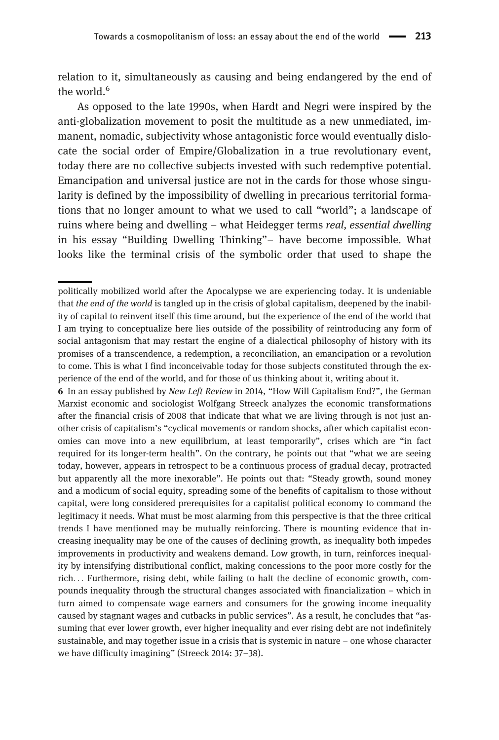relation to it, simultaneously as causing and being endangered by the end of the world.[6]

As opposed to the late 1990s, when Hardt and Negri were inspired by the anti-globalization movement to posit the multitude as a new unmediated, immanent, nomadic, subjectivity whose antagonistic force would eventually dislocate the social order of Empire/Globalization in a true revolutionary event, today there are no collective subjects invested with such redemptive potential. Emancipation and universal justice are not in the cards for those whose singularity is defined by the impossibility of dwelling in precarious territorial formations that no longer amount to what we used to call "world"; a landscape of ruins where being and dwelling – what Heidegger terms *real, essential dwelling* in his essay "Building Dwelling Thinking"– have become impossible. What looks like the terminal crisis of the symbolic order that used to shape the

---

politically mobilized world after the Apocalypse we are experiencing today. It is undeniable that *the end of the world* is tangled up in the crisis of global capitalism, deepened by the inability of capital to reinvent itself this time around, but the experience of the end of the world that I am trying to conceptualize here lies outside of the possibility of reintroducing any form of social antagonism that may restart the engine of a dialectical philosophy of history with its promises of a transcendence, a redemption, a reconciliation, an emancipation or a revolution to come. This is what I find inconceivable today for those subjects constituted through the experience of the end of the world, and for those of us thinking about it, writing about it.

**6** In an essay published by *New Left Review* in 2014, "How Will Capitalism End?", the German Marxist economic and sociologist Wolfgang Streeck analyzes the economic transformations after the financial crisis of 2008 that indicate that what we are living through is not just another crisis of capitalism's "cyclical movements or random shocks, after which capitalist economies can move into a new equilibrium, at least temporarily", crises which are "in fact required for its longer-term health". On the contrary, he points out that "what we are seeing today, however, appears in retrospect to be a continuous process of gradual decay, protracted but apparently all the more inexorable". He points out that: "Steady growth, sound money and a modicum of social equity, spreading some of the benefits of capitalism to those without capital, were long considered prerequisites for a capitalist political economy to command the legitimacy it needs. What must be most alarming from this perspective is that the three critical trends I have mentioned may be mutually reinforcing. There is mounting evidence that increasing inequality may be one of the causes of declining growth, as inequality both impedes improvements in productivity and weakens demand. Low growth, in turn, reinforces inequality by intensifying distributional conflict, making concessions to the poor more costly for the rich… Furthermore, rising debt, while failing to halt the decline of economic growth, compounds inequality through the structural changes associated with financialization – which in turn aimed to compensate wage earners and consumers for the growing income inequality caused by stagnant wages and cutbacks in public services". As a result, he concludes that "assuming that ever lower growth, ever higher inequality and ever rising debt are not indefinitely sustainable, and may together issue in a crisis that is systemic in nature – one whose character we have difficulty imagining" (Streeck 2014: 37–38).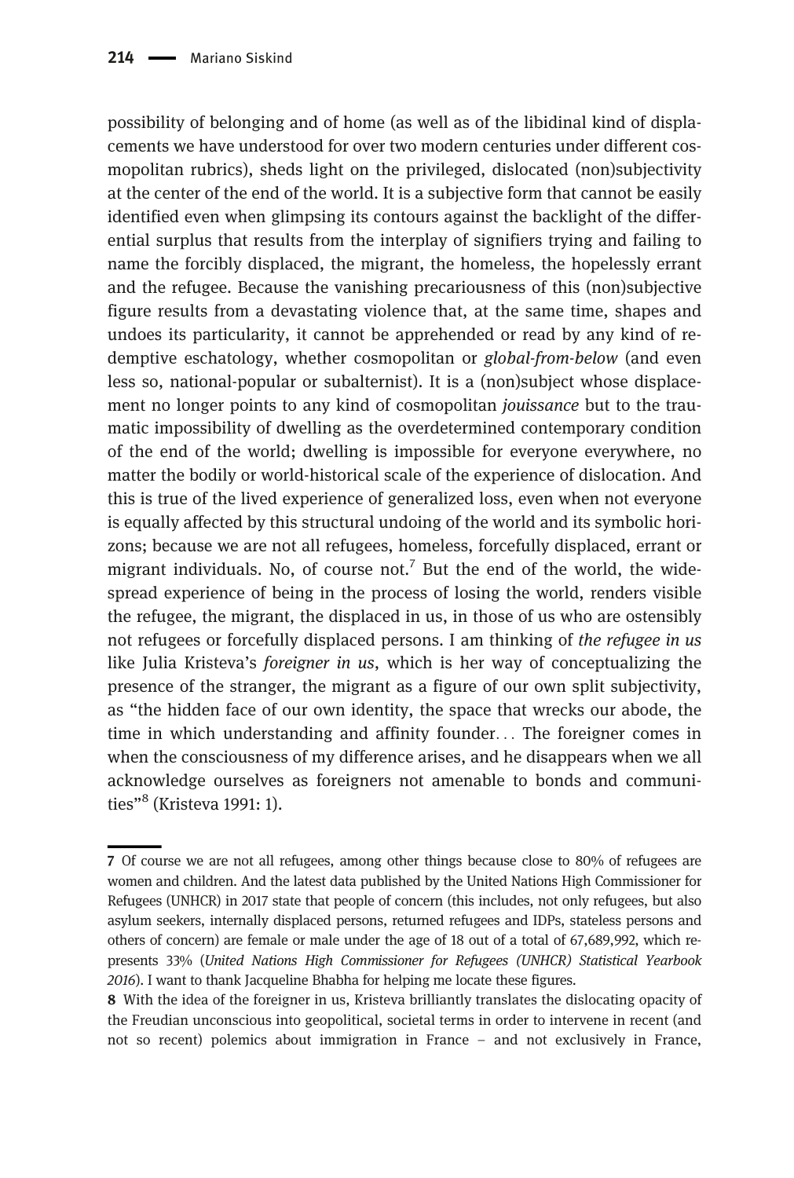possibility of belonging and of home (as well as of the libidinal kind of displacements we have understood for over two modern centuries under different cosmopolitan rubrics), sheds light on the privileged, dislocated (non)subjectivity at the center of the end of the world. It is a subjective form that cannot be easily identified even when glimpsing its contours against the backlight of the differential surplus that results from the interplay of signifiers trying and failing to name the forcibly displaced, the migrant, the homeless, the hopelessly errant and the refugee. Because the vanishing precariousness of this (non)subjective figure results from a devastating violence that, at the same time, shapes and undoes its particularity, it cannot be apprehended or read by any kind of redemptive eschatology, whether cosmopolitan or *global-from-below* (and even less so, national-popular or subalternist). It is a (non)subject whose displacement no longer points to any kind of cosmopolitan *jouissance* but to the traumatic impossibility of dwelling as the overdetermined contemporary condition of the end of the world; dwelling is impossible for everyone everywhere, no matter the bodily or world-historical scale of the experience of dislocation. And this is true of the lived experience of generalized loss, even when not everyone is equally affected by this structural undoing of the world and its symbolic horizons; because we are not all refugees, homeless, forcefully displaced, errant or migrant individuals. No, of course not.[7] But the end of the world, the widespread experience of being in the process of losing the world, renders visible the refugee, the migrant, the displaced in us, in those of us who are ostensibly not refugees or forcefully displaced persons. I am thinking of *the refugee in us* like Julia Kristeva's *foreigner in us*, which is her way of conceptualizing the presence of the stranger, the migrant as a figure of our own split subjectivity, as "the hidden face of our own identity, the space that wrecks our abode, the time in which understanding and affinity founder... The foreigner comes in when the consciousness of my difference arises, and he disappears when we all acknowledge ourselves as foreigners not amenable to bonds and communities"[8] (Kristeva 1991: 1).

---

**7** Of course we are not all refugees, among other things because close to 80% of refugees are women and children. And the latest data published by the United Nations High Commissioner for Refugees (UNHCR) in 2017 state that people of concern (this includes, not only refugees, but also asylum seekers, internally displaced persons, returned refugees and IDPs, stateless persons and others of concern) are female or male under the age of 18 out of a total of 67,689,992, which represents 33% (*United Nations High Commissioner for Refugees (UNHCR) Statistical Yearbook 2016*). I want to thank Jacqueline Bhabha for helping me locate these figures.

**8** With the idea of the foreigner in us, Kristeva brilliantly translates the dislocating opacity of the Freudian unconscious into geopolitical, societal terms in order to intervene in recent (and not so recent) polemics about immigration in France – and not exclusively in France,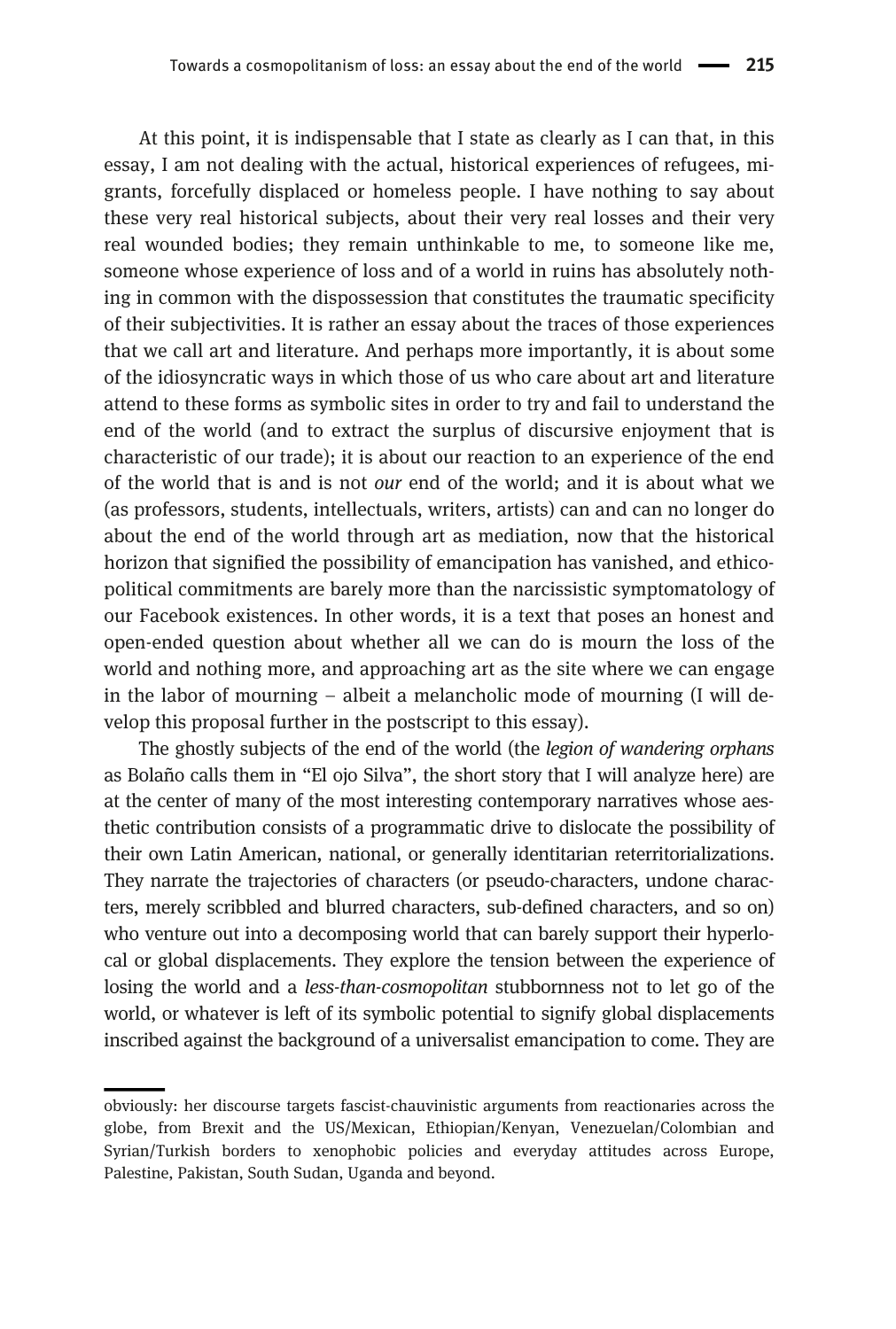At this point, it is indispensable that I state as clearly as I can that, in this essay, I am not dealing with the actual, historical experiences of refugees, migrants, forcefully displaced or homeless people. I have nothing to say about these very real historical subjects, about their very real losses and their very real wounded bodies; they remain unthinkable to me, to someone like me, someone whose experience of loss and of a world in ruins has absolutely nothing in common with the dispossession that constitutes the traumatic specificity of their subjectivities. It is rather an essay about the traces of those experiences that we call art and literature. And perhaps more importantly, it is about some of the idiosyncratic ways in which those of us who care about art and literature attend to these forms as symbolic sites in order to try and fail to understand the end of the world (and to extract the surplus of discursive enjoyment that is characteristic of our trade); it is about our reaction to an experience of the end of the world that is and is not *our* end of the world; and it is about what we (as professors, students, intellectuals, writers, artists) can and can no longer do about the end of the world through art as mediation, now that the historical horizon that signified the possibility of emancipation has vanished, and ethico-political commitments are barely more than the narcissistic symptomatology of our Facebook existences. In other words, it is a text that poses an honest and open-ended question about whether all we can do is mourn the loss of the world and nothing more, and approaching art as the site where we can engage in the labor of mourning – albeit a melancholic mode of mourning (I will develop this proposal further in the postscript to this essay).

The ghostly subjects of the end of the world (the *legion of wandering orphans* as Bolaño calls them in "El ojo Silva", the short story that I will analyze here) are at the center of many of the most interesting contemporary narratives whose aesthetic contribution consists of a programmatic drive to dislocate the possibility of their own Latin American, national, or generally identitarian reterritorializations. They narrate the trajectories of characters (or pseudo-characters, undone characters, merely scribbled and blurred characters, sub-defined characters, and so on) who venture out into a decomposing world that can barely support their hyperlocal or global displacements. They explore the tension between the experience of losing the world and a *less-than-cosmopolitan* stubbornness not to let go of the world, or whatever is left of its symbolic potential to signify global displacements inscribed against the background of a universalist emancipation to come. They are

obviously: her discourse targets fascist-chauvinistic arguments from reactionaries across the globe, from Brexit and the US/Mexican, Ethiopian/Kenyan, Venezuelan/Colombian and Syrian/Turkish borders to xenophobic policies and everyday attitudes across Europe, Palestine, Pakistan, South Sudan, Uganda and beyond.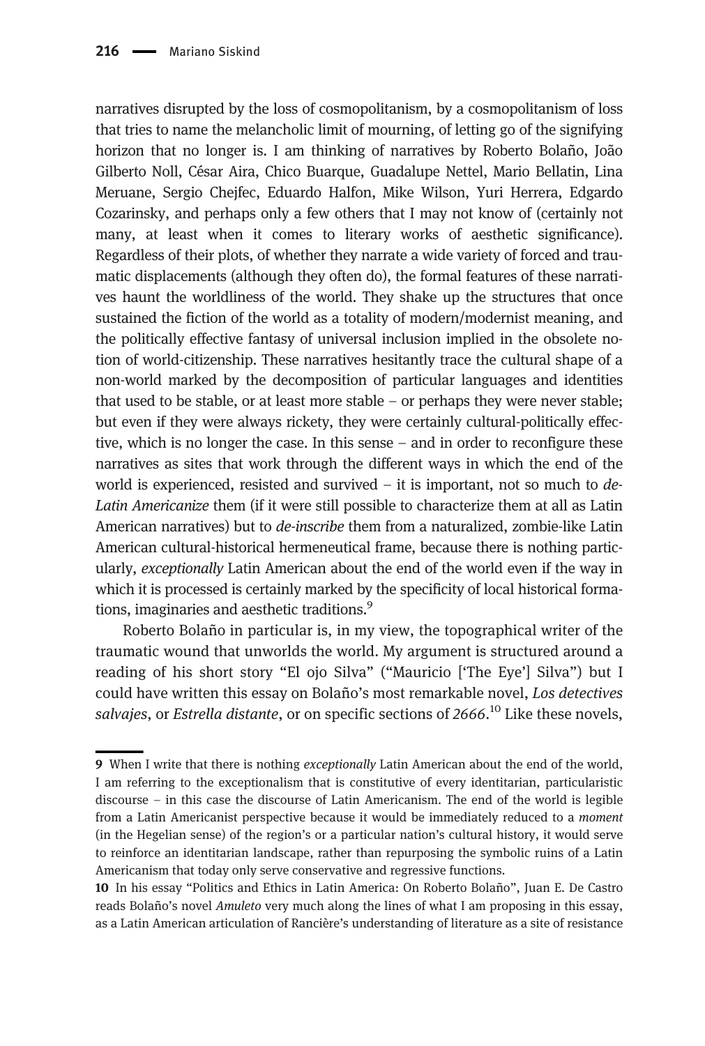narratives disrupted by the loss of cosmopolitanism, by a cosmopolitanism of loss that tries to name the melancholic limit of mourning, of letting go of the signifying horizon that no longer is. I am thinking of narratives by Roberto Bolaño, João Gilberto Noll, César Aira, Chico Buarque, Guadalupe Nettel, Mario Bellatin, Lina Meruane, Sergio Chejfec, Eduardo Halfon, Mike Wilson, Yuri Herrera, Edgardo Cozarinsky, and perhaps only a few others that I may not know of (certainly not many, at least when it comes to literary works of aesthetic significance). Regardless of their plots, of whether they narrate a wide variety of forced and traumatic displacements (although they often do), the formal features of these narratives haunt the worldliness of the world. They shake up the structures that once sustained the fiction of the world as a totality of modern/modernist meaning, and the politically effective fantasy of universal inclusion implied in the obsolete notion of world-citizenship. These narratives hesitantly trace the cultural shape of a non-world marked by the decomposition of particular languages and identities that used to be stable, or at least more stable – or perhaps they were never stable; but even if they were always rickety, they were certainly cultural-politically effective, which is no longer the case. In this sense – and in order to reconfigure these narratives as sites that work through the different ways in which the end of the world is experienced, resisted and survived – it is important, not so much to *de-Latin Americanize* them (if it were still possible to characterize them at all as Latin American narratives) but to *de-inscribe* them from a naturalized, zombie-like Latin American cultural-historical hermeneutical frame, because there is nothing particularly, *exceptionally* Latin American about the end of the world even if the way in which it is processed is certainly marked by the specificity of local historical formations, imaginaries and aesthetic traditions.[9]

Roberto Bolaño in particular is, in my view, the topographical writer of the traumatic wound that unworlds the world. My argument is structured around a reading of his short story "El ojo Silva" ("Mauricio ['The Eye'] Silva") but I could have written this essay on Bolaño's most remarkable novel, *Los detectives salvajes*, or *Estrella distante*, or on specific sections of *2666*.[10] Like these novels,

---

9 When I write that there is nothing *exceptionally* Latin American about the end of the world, I am referring to the exceptionalism that is constitutive of every identitarian, particularistic discourse – in this case the discourse of Latin Americanism. The end of the world is legible from a Latin Americanist perspective because it would be immediately reduced to a *moment* (in the Hegelian sense) of the region's or a particular nation's cultural history, it would serve to reinforce an identitarian landscape, rather than repurposing the symbolic ruins of a Latin Americanism that today only serve conservative and regressive functions.

10 In his essay "Politics and Ethics in Latin America: On Roberto Bolaño", Juan E. De Castro reads Bolaño's novel *Amuleto* very much along the lines of what I am proposing in this essay, as a Latin American articulation of Rancière's understanding of literature as a site of resistance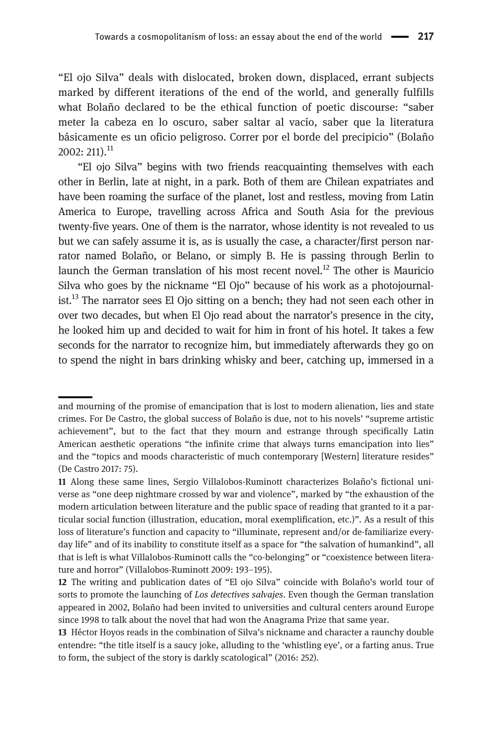"El ojo Silva" deals with dislocated, broken down, displaced, errant subjects marked by different iterations of the end of the world, and generally fulfills what Bolaño declared to be the ethical function of poetic discourse: "saber meter la cabeza en lo oscuro, saber saltar al vacío, saber que la literatura básicamente es un oficio peligroso. Correr por el borde del precipicio" (Bolaño 2002: 211).[11]

"El ojo Silva" begins with two friends reacquainting themselves with each other in Berlin, late at night, in a park. Both of them are Chilean expatriates and have been roaming the surface of the planet, lost and restless, moving from Latin America to Europe, travelling across Africa and South Asia for the previous twenty-five years. One of them is the narrator, whose identity is not revealed to us but we can safely assume it is, as is usually the case, a character/first person narrator named Bolaño, or Belano, or simply B. He is passing through Berlin to launch the German translation of his most recent novel.[12] The other is Mauricio Silva who goes by the nickname "El Ojo" because of his work as a photojournalist.[13] The narrator sees El Ojo sitting on a bench; they had not seen each other in over two decades, but when El Ojo read about the narrator's presence in the city, he looked him up and decided to wait for him in front of his hotel. It takes a few seconds for the narrator to recognize him, but immediately afterwards they go on to spend the night in bars drinking whisky and beer, catching up, immersed in a

---

and mourning of the promise of emancipation that is lost to modern alienation, lies and state crimes. For De Castro, the global success of Bolaño is due, not to his novels' "supreme artistic achievement", but to the fact that they mourn and estrange through specifically Latin American aesthetic operations "the infinite crime that always turns emancipation into lies" and the "topics and moods characteristic of much contemporary [Western] literature resides" (De Castro 2017: 75).

11 Along these same lines, Sergio Villalobos-Ruminott characterizes Bolaño's fictional universe as "one deep nightmare crossed by war and violence", marked by "the exhaustion of the modern articulation between literature and the public space of reading that granted to it a particular social function (illustration, education, moral exemplification, etc.)". As a result of this loss of literature's function and capacity to "illuminate, represent and/or de-familiarize everyday life" and of its inability to constitute itself as a space for "the salvation of humankind", all that is left is what Villalobos-Ruminott calls the "co-belonging" or "coexistence between literature and horror" (Villalobos-Ruminott 2009: 193–195).

12 The writing and publication dates of "El ojo Silva" coincide with Bolaño's world tour of sorts to promote the launching of *Los detectives salvajes*. Even though the German translation appeared in 2002, Bolaño had been invited to universities and cultural centers around Europe since 1998 to talk about the novel that had won the Anagrama Prize that same year.

13 Héctor Hoyos reads in the combination of Silva's nickname and character a raunchy double entendre: "the title itself is a saucy joke, alluding to the 'whistling eye', or a farting anus. True to form, the subject of the story is darkly scatological" (2016: 252).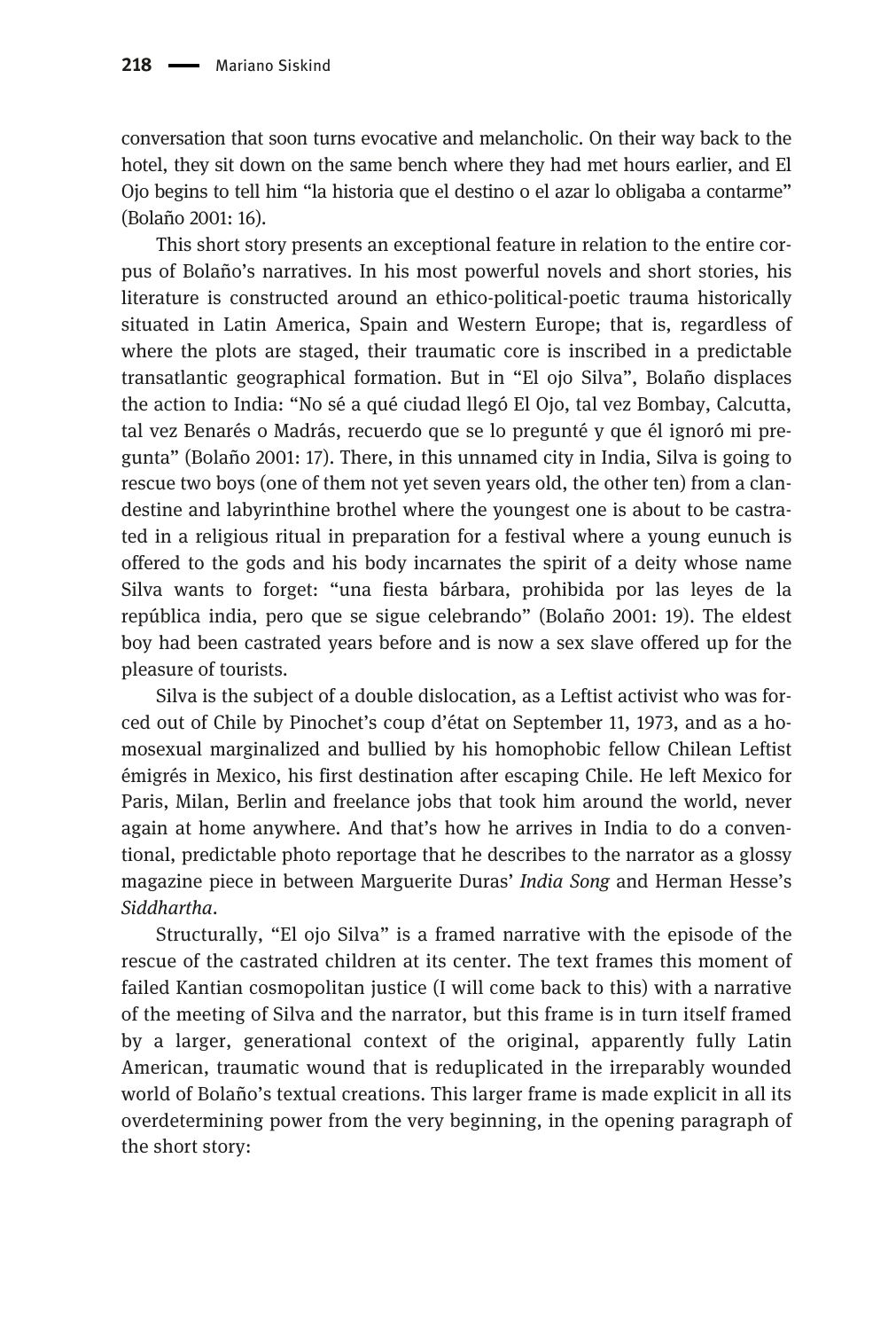conversation that soon turns evocative and melancholic. On their way back to the hotel, they sit down on the same bench where they had met hours earlier, and El Ojo begins to tell him "la historia que el destino o el azar lo obligaba a contarme" (Bolaño 2001: 16).

This short story presents an exceptional feature in relation to the entire corpus of Bolaño's narratives. In his most powerful novels and short stories, his literature is constructed around an ethico-political-poetic trauma historically situated in Latin America, Spain and Western Europe; that is, regardless of where the plots are staged, their traumatic core is inscribed in a predictable transatlantic geographical formation. But in "El ojo Silva", Bolaño displaces the action to India: "No sé a qué ciudad llegó El Ojo, tal vez Bombay, Calcutta, tal vez Benarés o Madrás, recuerdo que se lo pregunté y que él ignoró mi pregunta" (Bolaño 2001: 17). There, in this unnamed city in India, Silva is going to rescue two boys (one of them not yet seven years old, the other ten) from a clandestine and labyrinthine brothel where the youngest one is about to be castrated in a religious ritual in preparation for a festival where a young eunuch is offered to the gods and his body incarnates the spirit of a deity whose name Silva wants to forget: "una fiesta bárbara, prohibida por las leyes de la república india, pero que se sigue celebrando" (Bolaño 2001: 19). The eldest boy had been castrated years before and is now a sex slave offered up for the pleasure of tourists.

Silva is the subject of a double dislocation, as a Leftist activist who was forced out of Chile by Pinochet's coup d'état on September 11, 1973, and as a homosexual marginalized and bullied by his homophobic fellow Chilean Leftist émigrés in Mexico, his first destination after escaping Chile. He left Mexico for Paris, Milan, Berlin and freelance jobs that took him around the world, never again at home anywhere. And that's how he arrives in India to do a conventional, predictable photo reportage that he describes to the narrator as a glossy magazine piece in between Marguerite Duras' *India Song* and Herman Hesse's *Siddhartha*.

Structurally, "El ojo Silva" is a framed narrative with the episode of the rescue of the castrated children at its center. The text frames this moment of failed Kantian cosmopolitan justice (I will come back to this) with a narrative of the meeting of Silva and the narrator, but this frame is in turn itself framed by a larger, generational context of the original, apparently fully Latin American, traumatic wound that is reduplicated in the irreparably wounded world of Bolaño's textual creations. This larger frame is made explicit in all its overdetermining power from the very beginning, in the opening paragraph of the short story: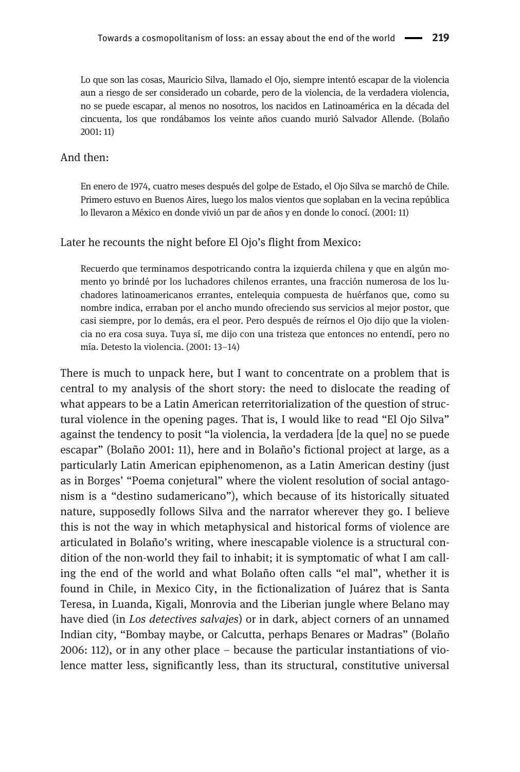> Lo que son las cosas, Mauricio Silva, llamado el Ojo, siempre intentó escapar de la violencia aun a riesgo de ser considerado un cobarde, pero de la violencia, de la verdadera violencia, no se puede escapar, al menos no nosotros, los nacidos en Latinoamérica en la década del cincuenta, los que rondábamos los veinte años cuando murió Salvador Allende. (Bolaño 2001: 11)

And then:

> En enero de 1974, cuatro meses después del golpe de Estado, el Ojo Silva se marchó de Chile. Primero estuvo en Buenos Aires, luego los malos vientos que soplaban en la vecina república lo llevaron a México en donde vivió un par de años y en donde lo conocí. (2001: 11)

Later he recounts the night before El Ojo's flight from Mexico:

> Recuerdo que terminamos despotricando contra la izquierda chilena y que en algún momento yo brindé por los luchadores chilenos errantes, una fracción numerosa de los luchadores latinoamericanos errantes, entelequia compuesta de huérfanos que, como su nombre indica, erraban por el ancho mundo ofreciendo sus servicios al mejor postor, que casi siempre, por lo demás, era el peor. Pero después de reírnos el Ojo dijo que la violencia no era cosa suya. Tuya sí, me dijo con una tristeza que entonces no entendí, pero no mía. Detesto la violencia. (2001: 13–14)

There is much to unpack here, but I want to concentrate on a problem that is central to my analysis of the short story: the need to dislocate the reading of what appears to be a Latin American reterritorialization of the question of structural violence in the opening pages. That is, I would like to read "El Ojo Silva" against the tendency to posit "la violencia, la verdadera [de la que] no se puede escapar" (Bolaño 2001: 11), here and in Bolaño's fictional project at large, as a particularly Latin American epiphenomenon, as a Latin American destiny (just as in Borges' "Poema conjetural" where the violent resolution of social antagonism is a "destino sudamericano"), which because of its historically situated nature, supposedly follows Silva and the narrator wherever they go. I believe this is not the way in which metaphysical and historical forms of violence are articulated in Bolaño's writing, where inescapable violence is a structural condition of the non-world they fail to inhabit; it is symptomatic of what I am calling the end of the world and what Bolaño often calls "el mal", whether it is found in Chile, in Mexico City, in the fictionalization of Juárez that is Santa Teresa, in Luanda, Kigali, Monrovia and the Liberian jungle where Belano may have died (in *Los detectives salvajes*) or in dark, abject corners of an unnamed Indian city, "Bombay maybe, or Calcutta, perhaps Benares or Madras" (Bolaño 2006: 112), or in any other place – because the particular instantiations of violence matter less, significantly less, than its structural, constitutive universal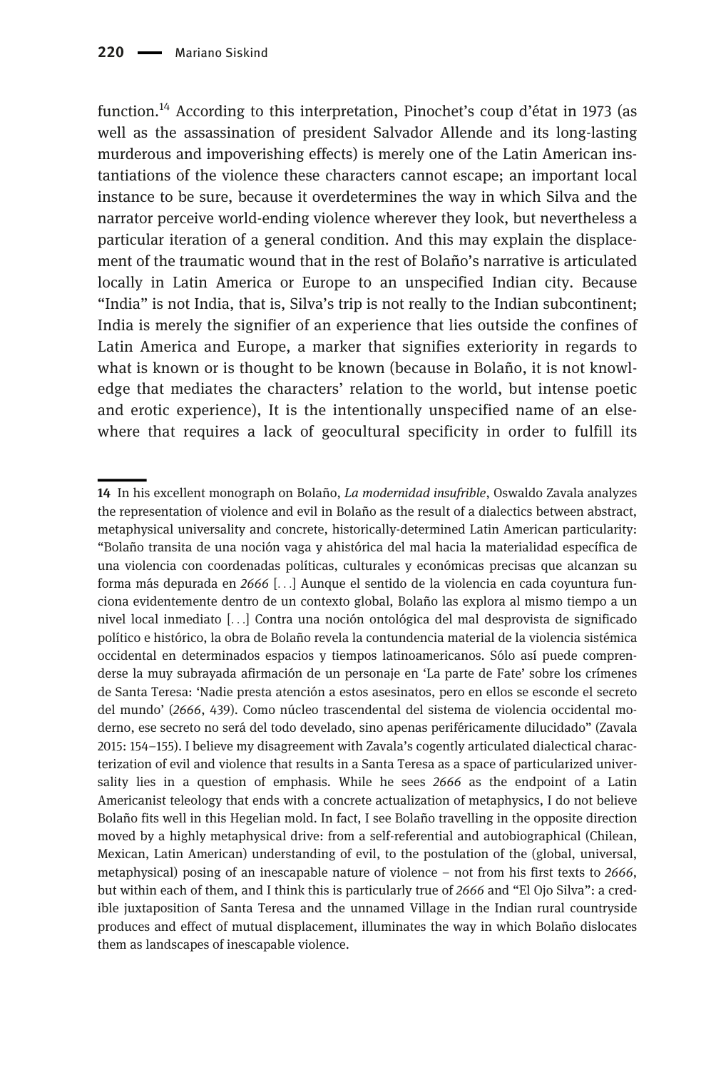function.[14] According to this interpretation, Pinochet's coup d'état in 1973 (as well as the assassination of president Salvador Allende and its long-lasting murderous and impoverishing effects) is merely one of the Latin American instantiations of the violence these characters cannot escape; an important local instance to be sure, because it overdetermines the way in which Silva and the narrator perceive world-ending violence wherever they look, but nevertheless a particular iteration of a general condition. And this may explain the displacement of the traumatic wound that in the rest of Bolaño's narrative is articulated locally in Latin America or Europe to an unspecified Indian city. Because "India" is not India, that is, Silva's trip is not really to the Indian subcontinent; India is merely the signifier of an experience that lies outside the confines of Latin America and Europe, a marker that signifies exteriority in regards to what is known or is thought to be known (because in Bolaño, it is not knowledge that mediates the characters' relation to the world, but intense poetic and erotic experience), It is the intentionally unspecified name of an elsewhere that requires a lack of geocultural specificity in order to fulfill its

---

**14** In his excellent monograph on Bolaño, *La modernidad insufrible*, Oswaldo Zavala analyzes the representation of violence and evil in Bolaño as the result of a dialectics between abstract, metaphysical universality and concrete, historically-determined Latin American particularity: "Bolaño transita de una noción vaga y ahistórica del mal hacia la materialidad específica de una violencia con coordenadas políticas, culturales y económicas precisas que alcanzan su forma más depurada en *2666* [...] Aunque el sentido de la violencia en cada coyuntura funciona evidentemente dentro de un contexto global, Bolaño las explora al mismo tiempo a un nivel local inmediato [...] Contra una noción ontológica del mal desprovista de significado político e histórico, la obra de Bolaño revela la contundencia material de la violencia sistémica occidental en determinados espacios y tiempos latinoamericanos. Sólo así puede comprenderse la muy subrayada afirmación de un personaje en 'La parte de Fate' sobre los crímenes de Santa Teresa: 'Nadie presta atención a estos asesinatos, pero en ellos se esconde el secreto del mundo' (*2666*, 439). Como núcleo trascendental del sistema de violencia occidental moderno, ese secreto no será del todo develado, sino apenas periféricamente dilucidado" (Zavala 2015: 154–155). I believe my disagreement with Zavala's cogently articulated dialectical characterization of evil and violence that results in a Santa Teresa as a space of particularized universality lies in a question of emphasis. While he sees *2666* as the endpoint of a Latin Americanist teleology that ends with a concrete actualization of metaphysics, I do not believe Bolaño fits well in this Hegelian mold. In fact, I see Bolaño travelling in the opposite direction moved by a highly metaphysical drive: from a self-referential and autobiographical (Chilean, Mexican, Latin American) understanding of evil, to the postulation of the (global, universal, metaphysical) posing of an inescapable nature of violence – not from his first texts to *2666*, but within each of them, and I think this is particularly true of *2666* and "El Ojo Silva": a credible juxtaposition of Santa Teresa and the unnamed Village in the Indian rural countryside produces and effect of mutual displacement, illuminates the way in which Bolaño dislocates them as landscapes of inescapable violence.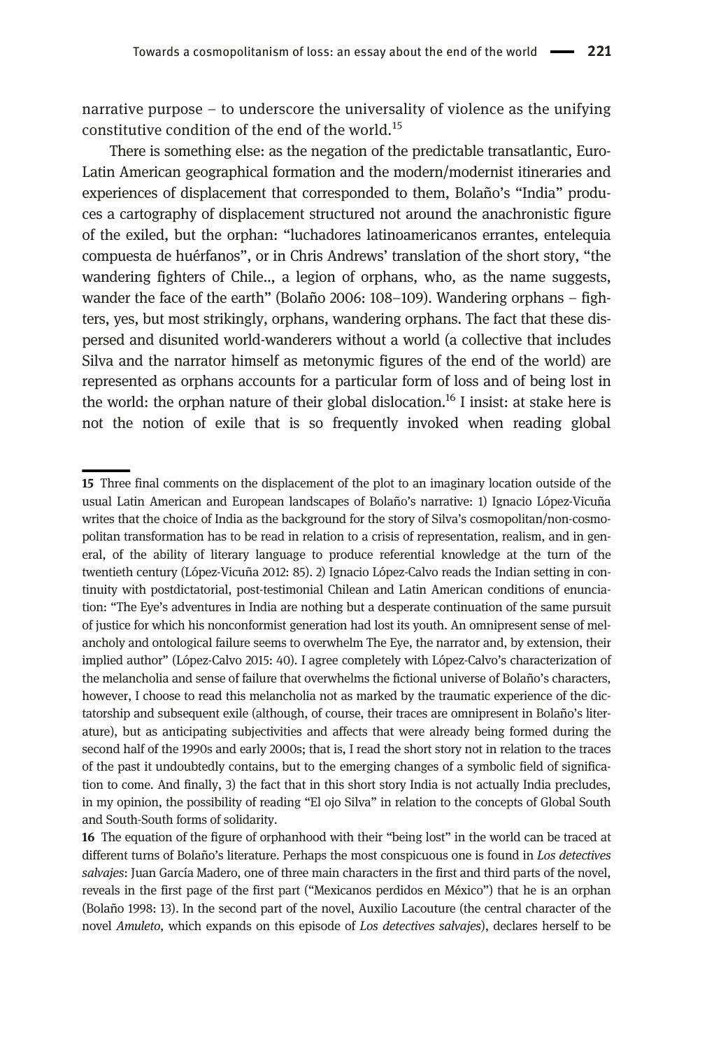narrative purpose – to underscore the universality of violence as the unifying constitutive condition of the end of the world.[15]

There is something else: as the negation of the predictable transatlantic, Euro-Latin American geographical formation and the modern/modernist itineraries and experiences of displacement that corresponded to them, Bolaño's "India" produces a cartography of displacement structured not around the anachronistic figure of the exiled, but the orphan: "luchadores latinoamericanos errantes, entelequia compuesta de huérfanos", or in Chris Andrews' translation of the short story, "the wandering fighters of Chile.., a legion of orphans, who, as the name suggests, wander the face of the earth" (Bolaño 2006: 108–109). Wandering orphans – fighters, yes, but most strikingly, orphans, wandering orphans. The fact that these dispersed and disunited world-wanderers without a world (a collective that includes Silva and the narrator himself as metonymic figures of the end of the world) are represented as orphans accounts for a particular form of loss and of being lost in the world: the orphan nature of their global dislocation.[16] I insist: at stake here is not the notion of exile that is so frequently invoked when reading global

---

**15** Three final comments on the displacement of the plot to an imaginary location outside of the usual Latin American and European landscapes of Bolaño's narrative: 1) Ignacio López-Vicuña writes that the choice of India as the background for the story of Silva's cosmopolitan/non-cosmopolitan transformation has to be read in relation to a crisis of representation, realism, and in general, of the ability of literary language to produce referential knowledge at the turn of the twentieth century (López-Vicuña 2012: 85). 2) Ignacio López-Calvo reads the Indian setting in continuity with postdictatorial, post-testimonial Chilean and Latin American conditions of enunciation: "The Eye's adventures in India are nothing but a desperate continuation of the same pursuit of justice for which his nonconformist generation had lost its youth. An omnipresent sense of melancholy and ontological failure seems to overwhelm The Eye, the narrator and, by extension, their implied author" (López-Calvo 2015: 40). I agree completely with López-Calvo's characterization of the melancholia and sense of failure that overwhelms the fictional universe of Bolaño's characters, however, I choose to read this melancholia not as marked by the traumatic experience of the dictatorship and subsequent exile (although, of course, their traces are omnipresent in Bolaño's literature), but as anticipating subjectivities and affects that were already being formed during the second half of the 1990s and early 2000s; that is, I read the short story not in relation to the traces of the past it undoubtedly contains, but to the emerging changes of a symbolic field of signification to come. And finally, 3) the fact that in this short story India is not actually India precludes, in my opinion, the possibility of reading "El ojo Silva" in relation to the concepts of Global South and South-South forms of solidarity.

**16** The equation of the figure of orphanhood with their "being lost" in the world can be traced at different turns of Bolaño's literature. Perhaps the most conspicuous one is found in *Los detectives salvajes*: Juan García Madero, one of three main characters in the first and third parts of the novel, reveals in the first page of the first part ("Mexicanos perdidos en México") that he is an orphan (Bolaño 1998: 13). In the second part of the novel, Auxilio Lacouture (the central character of the novel *Amuleto*, which expands on this episode of *Los detectives salvajes*), declares herself to be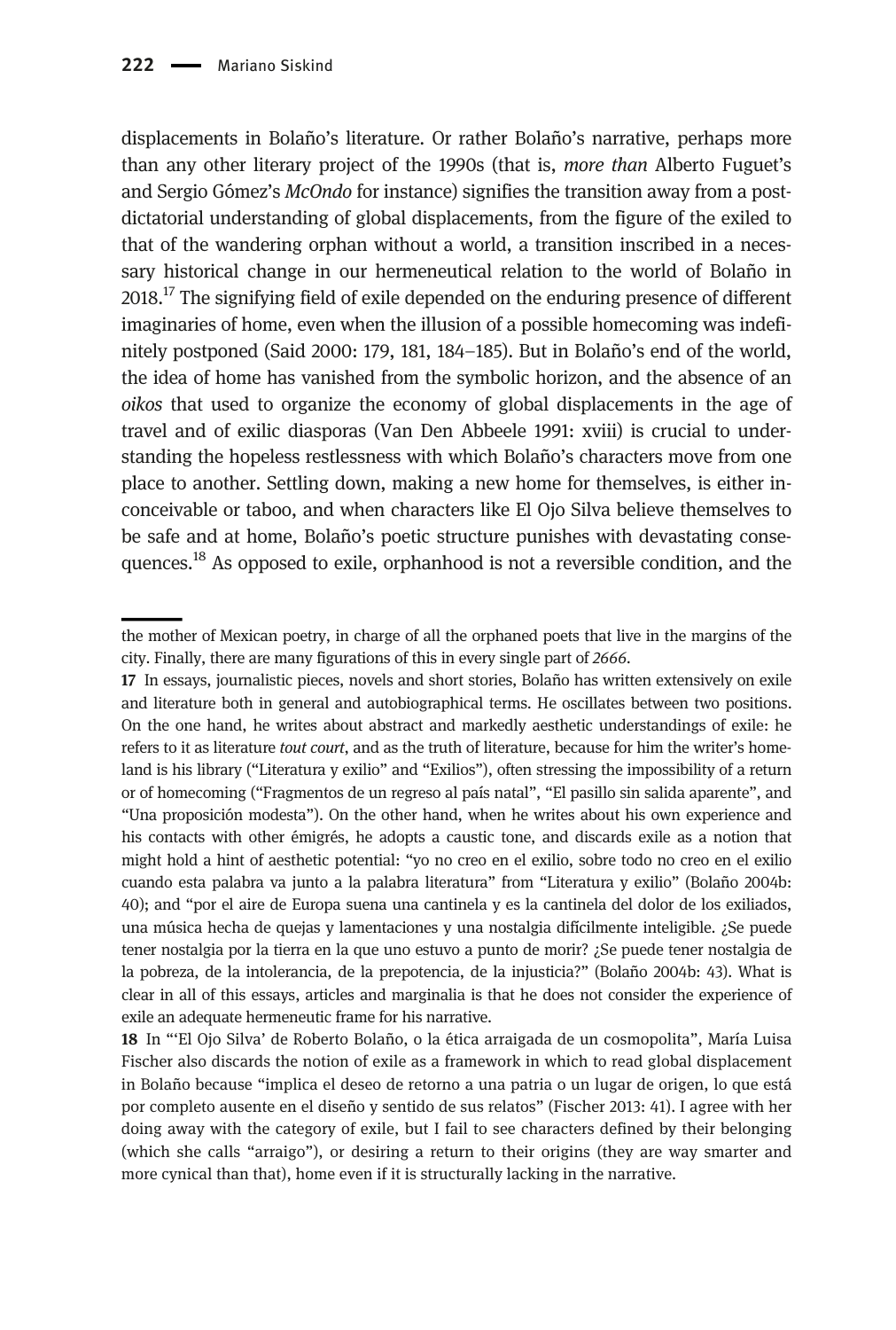displacements in Bolaño's literature. Or rather Bolaño's narrative, perhaps more than any other literary project of the 1990s (that is, *more than* Alberto Fuguet's and Sergio Gómez's *McOndo* for instance) signifies the transition away from a post-dictatorial understanding of global displacements, from the figure of the exiled to that of the wandering orphan without a world, a transition inscribed in a necessary historical change in our hermeneutical relation to the world of Bolaño in 2018.[17] The signifying field of exile depended on the enduring presence of different imaginaries of home, even when the illusion of a possible homecoming was indefinitely postponed (Said 2000: 179, 181, 184–185). But in Bolaño's end of the world, the idea of home has vanished from the symbolic horizon, and the absence of an *oikos* that used to organize the economy of global displacements in the age of travel and of exilic diasporas (Van Den Abbeele 1991: xviii) is crucial to understanding the hopeless restlessness with which Bolaño's characters move from one place to another. Settling down, making a new home for themselves, is either inconceivable or taboo, and when characters like El Ojo Silva believe themselves to be safe and at home, Bolaño's poetic structure punishes with devastating consequences.[18] As opposed to exile, orphanhood is not a reversible condition, and the

---

the mother of Mexican poetry, in charge of all the orphaned poets that live in the margins of the city. Finally, there are many figurations of this in every single part of *2666*.

**17** In essays, journalistic pieces, novels and short stories, Bolaño has written extensively on exile and literature both in general and autobiographical terms. He oscillates between two positions. On the one hand, he writes about abstract and markedly aesthetic understandings of exile: he refers to it as literature *tout court*, and as the truth of literature, because for him the writer's homeland is his library ("Literatura y exilio" and "Exilios"), often stressing the impossibility of a return or of homecoming ("Fragmentos de un regreso al país natal", "El pasillo sin salida aparente", and "Una proposición modesta"). On the other hand, when he writes about his own experience and his contacts with other émigrés, he adopts a caustic tone, and discards exile as a notion that might hold a hint of aesthetic potential: "yo no creo en el exilio, sobre todo no creo en el exilio cuando esta palabra va junto a la palabra literatura" from "Literatura y exilio" (Bolaño 2004b: 40); and "por el aire de Europa suena una cantinela y es la cantinela del dolor de los exiliados, una música hecha de quejas y lamentaciones y una nostalgia difícilmente inteligible. ¿Se puede tener nostalgia por la tierra en la que uno estuvo a punto de morir? ¿Se puede tener nostalgia de la pobreza, de la intolerancia, de la prepotencia, de la injusticia?" (Bolaño 2004b: 43). What is clear in all of this essays, articles and marginalia is that he does not consider the experience of exile an adequate hermeneutic frame for his narrative.

**18** In "'El Ojo Silva' de Roberto Bolaño, o la ética arraigada de un cosmopolita", María Luisa Fischer also discards the notion of exile as a framework in which to read global displacement in Bolaño because "implica el deseo de retorno a una patria o un lugar de origen, lo que está por completo ausente en el diseño y sentido de sus relatos" (Fischer 2013: 41). I agree with her doing away with the category of exile, but I fail to see characters defined by their belonging (which she calls "arraigo"), or desiring a return to their origins (they are way smarter and more cynical than that), home even if it is structurally lacking in the narrative.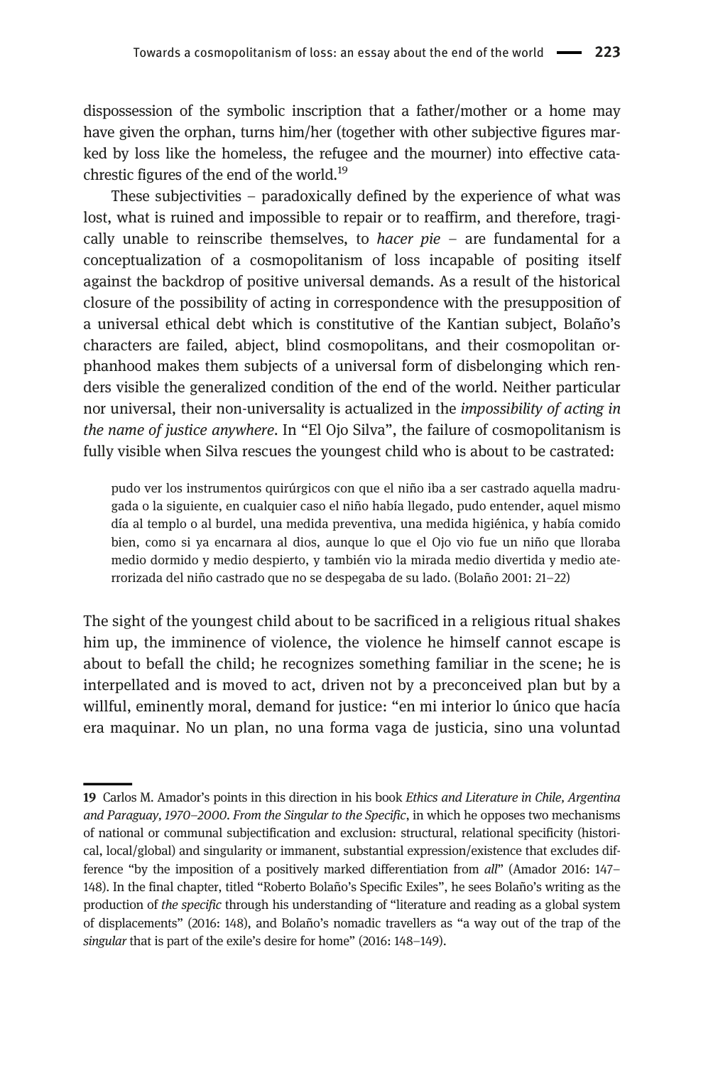dispossession of the symbolic inscription that a father/mother or a home may have given the orphan, turns him/her (together with other subjective figures marked by loss like the homeless, the refugee and the mourner) into effective catachrestic figures of the end of the world.[19]

These subjectivities – paradoxically defined by the experience of what was lost, what is ruined and impossible to repair or to reaffirm, and therefore, tragically unable to reinscribe themselves, to *hacer pie* – are fundamental for a conceptualization of a cosmopolitanism of loss incapable of positing itself against the backdrop of positive universal demands. As a result of the historical closure of the possibility of acting in correspondence with the presupposition of a universal ethical debt which is constitutive of the Kantian subject, Bolaño's characters are failed, abject, blind cosmopolitans, and their cosmopolitan orphanhood makes them subjects of a universal form of disbelonging which renders visible the generalized condition of the end of the world. Neither particular nor universal, their non-universality is actualized in the *impossibility of acting in the name of justice anywhere*. In "El Ojo Silva", the failure of cosmopolitanism is fully visible when Silva rescues the youngest child who is about to be castrated:

> pudo ver los instrumentos quirúrgicos con que el niño iba a ser castrado aquella madrugada o la siguiente, en cualquier caso el niño había llegado, pudo entender, aquel mismo día al templo o al burdel, una medida preventiva, una medida higiénica, y había comido bien, como si ya encarnara al dios, aunque lo que el Ojo vio fue un niño que lloraba medio dormido y medio despierto, y también vio la mirada medio divertida y medio aterrorizada del niño castrado que no se despegaba de su lado. (Bolaño 2001: 21–22)

The sight of the youngest child about to be sacrificed in a religious ritual shakes him up, the imminence of violence, the violence he himself cannot escape is about to befall the child; he recognizes something familiar in the scene; he is interpellated and is moved to act, driven not by a preconceived plan but by a willful, eminently moral, demand for justice: "en mi interior lo único que hacía era maquinar. No un plan, no una forma vaga de justicia, sino una voluntad

---

19 Carlos M. Amador's points in this direction in his book *Ethics and Literature in Chile, Argentina and Paraguay, 1970–2000. From the Singular to the Specific*, in which he opposes two mechanisms of national or communal subjectification and exclusion: structural, relational specificity (historical, local/global) and singularity or immanent, substantial expression/existence that excludes difference "by the imposition of a positively marked differentiation from *all*" (Amador 2016: 147–148). In the final chapter, titled "Roberto Bolaño's Specific Exiles", he sees Bolaño's writing as the production of *the specific* through his understanding of "literature and reading as a global system of displacements" (2016: 148), and Bolaño's nomadic travellers as "a way out of the trap of the *singular* that is part of the exile's desire for home" (2016: 148–149).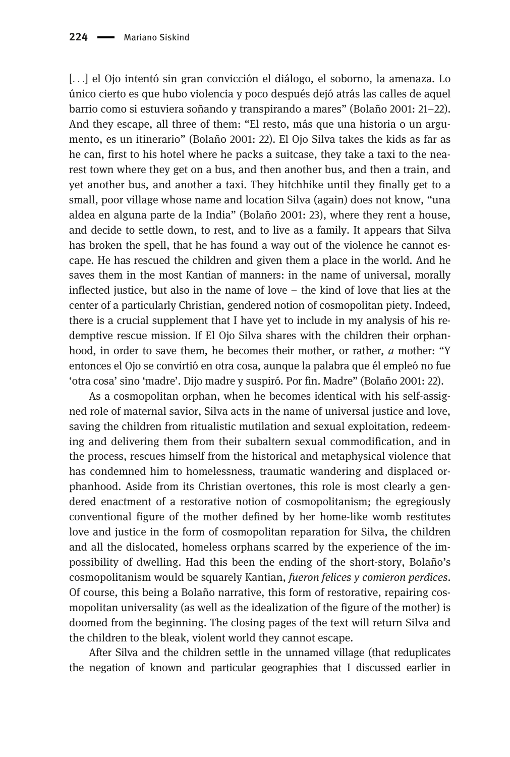[...] el Ojo intentó sin gran convicción el diálogo, el soborno, la amenaza. Lo único cierto es que hubo violencia y poco después dejó atrás las calles de aquel barrio como si estuviera soñando y transpirando a mares" (Bolaño 2001: 21–22). And they escape, all three of them: "El resto, más que una historia o un argumento, es un itinerario" (Bolaño 2001: 22). El Ojo Silva takes the kids as far as he can, first to his hotel where he packs a suitcase, they take a taxi to the nearest town where they get on a bus, and then another bus, and then a train, and yet another bus, and another a taxi. They hitchhike until they finally get to a small, poor village whose name and location Silva (again) does not know, "una aldea en alguna parte de la India" (Bolaño 2001: 23), where they rent a house, and decide to settle down, to rest, and to live as a family. It appears that Silva has broken the spell, that he has found a way out of the violence he cannot escape. He has rescued the children and given them a place in the world. And he saves them in the most Kantian of manners: in the name of universal, morally inflected justice, but also in the name of love – the kind of love that lies at the center of a particularly Christian, gendered notion of cosmopolitan piety. Indeed, there is a crucial supplement that I have yet to include in my analysis of his redemptive rescue mission. If El Ojo Silva shares with the children their orphanhood, in order to save them, he becomes their mother, or rather, *a* mother: "Y entonces el Ojo se convirtió en otra cosa, aunque la palabra que él empleó no fue 'otra cosa' sino 'madre'. Dijo madre y suspiró. Por fin. Madre" (Bolaño 2001: 22).

As a cosmopolitan orphan, when he becomes identical with his self-assigned role of maternal savior, Silva acts in the name of universal justice and love, saving the children from ritualistic mutilation and sexual exploitation, redeeming and delivering them from their subaltern sexual commodification, and in the process, rescues himself from the historical and metaphysical violence that has condemned him to homelessness, traumatic wandering and displaced orphanhood. Aside from its Christian overtones, this role is most clearly a gendered enactment of a restorative notion of cosmopolitanism; the egregiously conventional figure of the mother defined by her home-like womb restitutes love and justice in the form of cosmopolitan reparation for Silva, the children and all the dislocated, homeless orphans scarred by the experience of the impossibility of dwelling. Had this been the ending of the short-story, Bolaño's cosmopolitanism would be squarely Kantian, *fueron felices y comieron perdices*. Of course, this being a Bolaño narrative, this form of restorative, repairing cosmopolitan universality (as well as the idealization of the figure of the mother) is doomed from the beginning. The closing pages of the text will return Silva and the children to the bleak, violent world they cannot escape.

After Silva and the children settle in the unnamed village (that reduplicates the negation of known and particular geographies that I discussed earlier in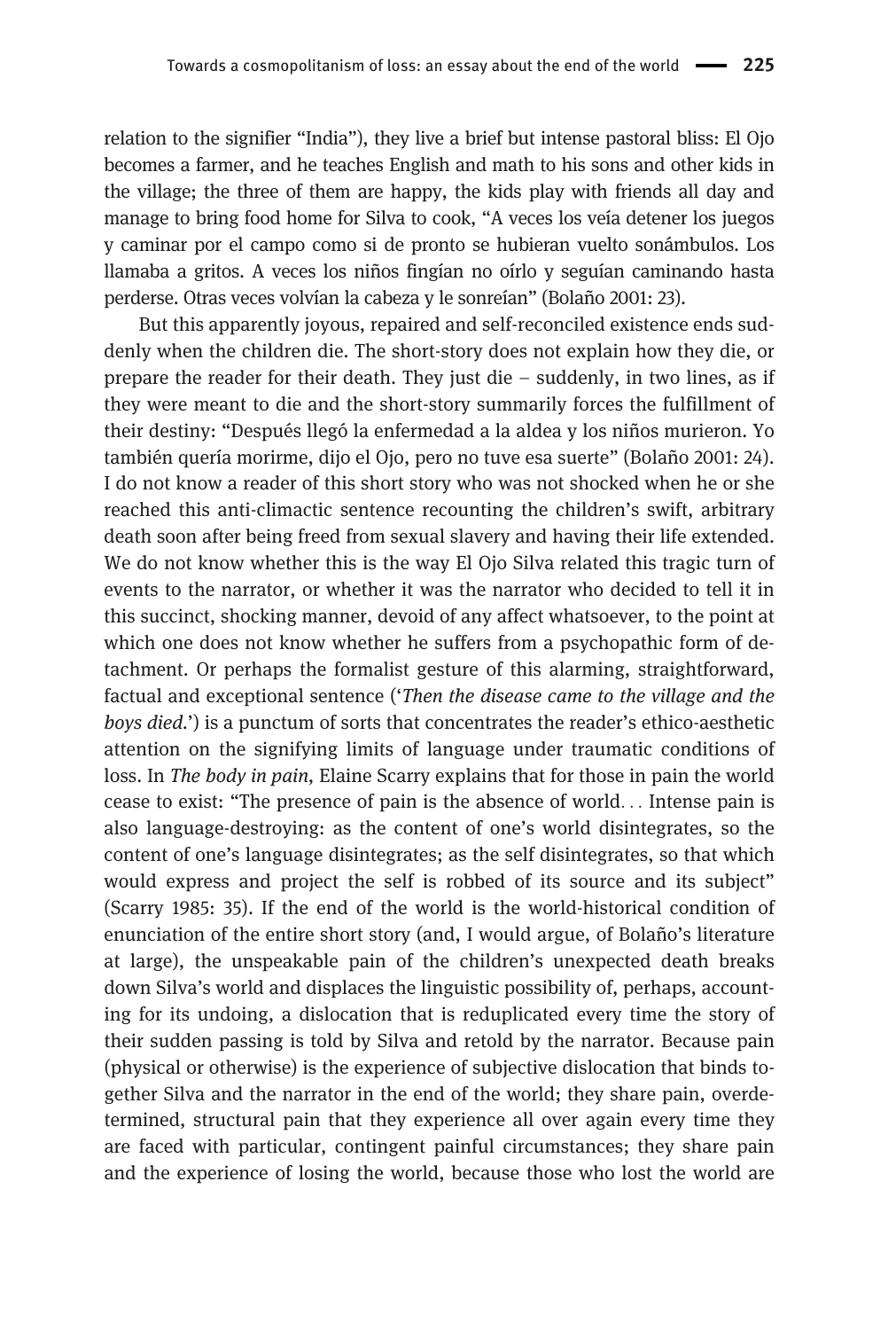relation to the signifier "India"), they live a brief but intense pastoral bliss: El Ojo becomes a farmer, and he teaches English and math to his sons and other kids in the village; the three of them are happy, the kids play with friends all day and manage to bring food home for Silva to cook, "A veces los veía detener los juegos y caminar por el campo como si de pronto se hubieran vuelto sonámbulos. Los llamaba a gritos. A veces los niños fingían no oírlo y seguían caminando hasta perderse. Otras veces volvían la cabeza y le sonreían" (Bolaño 2001: 23).

But this apparently joyous, repaired and self-reconciled existence ends suddenly when the children die. The short-story does not explain how they die, or prepare the reader for their death. They just die – suddenly, in two lines, as if they were meant to die and the short-story summarily forces the fulfillment of their destiny: "Después llegó la enfermedad a la aldea y los niños murieron. Yo también quería morirme, dijo el Ojo, pero no tuve esa suerte" (Bolaño 2001: 24). I do not know a reader of this short story who was not shocked when he or she reached this anti-climactic sentence recounting the children's swift, arbitrary death soon after being freed from sexual slavery and having their life extended. We do not know whether this is the way El Ojo Silva related this tragic turn of events to the narrator, or whether it was the narrator who decided to tell it in this succinct, shocking manner, devoid of any affect whatsoever, to the point at which one does not know whether he suffers from a psychopathic form of detachment. Or perhaps the formalist gesture of this alarming, straightforward, factual and exceptional sentence ('*Then the disease came to the village and the boys died.*') is a punctum of sorts that concentrates the reader's ethico-aesthetic attention on the signifying limits of language under traumatic conditions of loss. In *The body in pain*, Elaine Scarry explains that for those in pain the world cease to exist: "The presence of pain is the absence of world... Intense pain is also language-destroying: as the content of one's world disintegrates, so the content of one's language disintegrates; as the self disintegrates, so that which would express and project the self is robbed of its source and its subject" (Scarry 1985: 35). If the end of the world is the world-historical condition of enunciation of the entire short story (and, I would argue, of Bolaño's literature at large), the unspeakable pain of the children's unexpected death breaks down Silva's world and displaces the linguistic possibility of, perhaps, accounting for its undoing, a dislocation that is reduplicated every time the story of their sudden passing is told by Silva and retold by the narrator. Because pain (physical or otherwise) is the experience of subjective dislocation that binds together Silva and the narrator in the end of the world; they share pain, overdetermined, structural pain that they experience all over again every time they are faced with particular, contingent painful circumstances; they share pain and the experience of losing the world, because those who lost the world are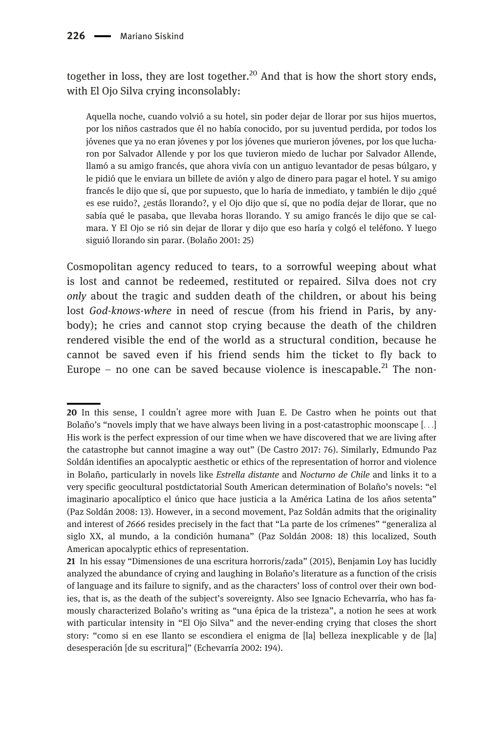together in loss, they are lost together.[20] And that is how the short story ends, with El Ojo Silva crying inconsolably:

> Aquella noche, cuando volvió a su hotel, sin poder dejar de llorar por sus hijos muertos, por los niños castrados que él no había conocido, por su juventud perdida, por todos los jóvenes que ya no eran jóvenes y por los jóvenes que murieron jóvenes, por los que lucharon por Salvador Allende y por los que tuvieron miedo de luchar por Salvador Allende, llamó a su amigo francés, que ahora vivía con un antiguo levantador de pesas búlgaro, y le pidió que le enviara un billete de avión y algo de dinero para pagar el hotel. Y su amigo francés le dijo que sí, que por supuesto, que lo haría de inmediato, y también le dijo ¿qué es ese ruido?, ¿estás llorando?, y el Ojo dijo que sí, que no podía dejar de llorar, que no sabía qué le pasaba, que llevaba horas llorando. Y su amigo francés le dijo que se calmara. Y El Ojo se rió sin dejar de llorar y dijo que eso haría y colgó el teléfono. Y luego siguió llorando sin parar. (Bolaño 2001: 25)

Cosmopolitan agency reduced to tears, to a sorrowful weeping about what is lost and cannot be redeemed, restituted or repaired. Silva does not cry *only* about the tragic and sudden death of the children, or about his being lost *God-knows-where* in need of rescue (from his friend in Paris, by anybody); he cries and cannot stop crying because the death of the children rendered visible the end of the world as a structural condition, because he cannot be saved even if his friend sends him the ticket to fly back to Europe – no one can be saved because violence is inescapable.[21] The non-

---

**20** In this sense, I couldn't agree more with Juan E. De Castro when he points out that Bolaño's "novels imply that we have always been living in a post-catastrophic moonscape [. . .] His work is the perfect expression of our time when we have discovered that we are living after the catastrophe but cannot imagine a way out" (De Castro 2017: 76). Similarly, Edmundo Paz Soldán identifies an apocalyptic aesthetic or ethics of the representation of horror and violence in Bolaño, particularly in novels like *Estrella distante* and *Nocturno de Chile* and links it to a very specific geocultural postdictatorial South American determination of Bolaño's novels: "el imaginario apocalíptico el único que hace justicia a la América Latina de los años setenta" (Paz Soldán 2008: 13). However, in a second movement, Paz Soldán admits that the originality and interest of *2666* resides precisely in the fact that "La parte de los crímenes" "generaliza al siglo XX, al mundo, a la condición humana" (Paz Soldán 2008: 18) this localized, South American apocalyptic ethics of representation.

**21** In his essay "Dimensiones de una escritura horroris/zada" (2015), Benjamin Loy has lucidly analyzed the abundance of crying and laughing in Bolaño's literature as a function of the crisis of language and its failure to signify, and as the characters' loss of control over their own bodies, that is, as the death of the subject's sovereignty. Also see Ignacio Echevarría, who has famously characterized Bolaño's writing as "una épica de la tristeza", a notion he sees at work with particular intensity in "El Ojo Silva" and the never-ending crying that closes the short story: "como si en ese llanto se escondiera el enigma de [la] belleza inexplicable y de [la] desesperación [de su escritura]" (Echevarría 2002: 194).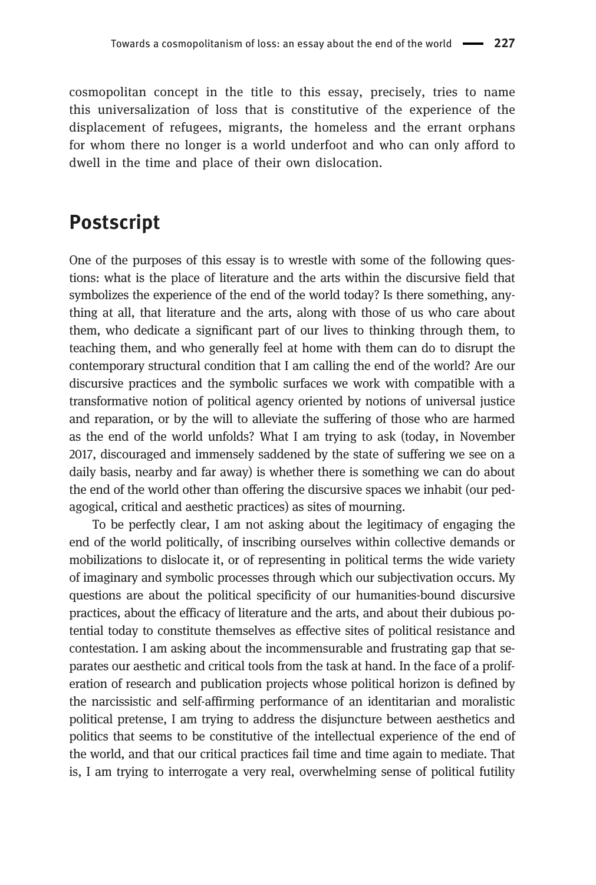cosmopolitan concept in the title to this essay, precisely, tries to name this universalization of loss that is constitutive of the experience of the displacement of refugees, migrants, the homeless and the errant orphans for whom there no longer is a world underfoot and who can only afford to dwell in the time and place of their own dislocation.

## Postscript

One of the purposes of this essay is to wrestle with some of the following questions: what is the place of literature and the arts within the discursive field that symbolizes the experience of the end of the world today? Is there something, anything at all, that literature and the arts, along with those of us who care about them, who dedicate a significant part of our lives to thinking through them, to teaching them, and who generally feel at home with them can do to disrupt the contemporary structural condition that I am calling the end of the world? Are our discursive practices and the symbolic surfaces we work with compatible with a transformative notion of political agency oriented by notions of universal justice and reparation, or by the will to alleviate the suffering of those who are harmed as the end of the world unfolds? What I am trying to ask (today, in November 2017, discouraged and immensely saddened by the state of suffering we see on a daily basis, nearby and far away) is whether there is something we can do about the end of the world other than offering the discursive spaces we inhabit (our pedagogical, critical and aesthetic practices) as sites of mourning.

To be perfectly clear, I am not asking about the legitimacy of engaging the end of the world politically, of inscribing ourselves within collective demands or mobilizations to dislocate it, or of representing in political terms the wide variety of imaginary and symbolic processes through which our subjectivation occurs. My questions are about the political specificity of our humanities-bound discursive practices, about the efficacy of literature and the arts, and about their dubious potential today to constitute themselves as effective sites of political resistance and contestation. I am asking about the incommensurable and frustrating gap that separates our aesthetic and critical tools from the task at hand. In the face of a proliferation of research and publication projects whose political horizon is defined by the narcissistic and self-affirming performance of an identitarian and moralistic political pretense, I am trying to address the disjuncture between aesthetics and politics that seems to be constitutive of the intellectual experience of the end of the world, and that our critical practices fail time and time again to mediate. That is, I am trying to interrogate a very real, overwhelming sense of political futility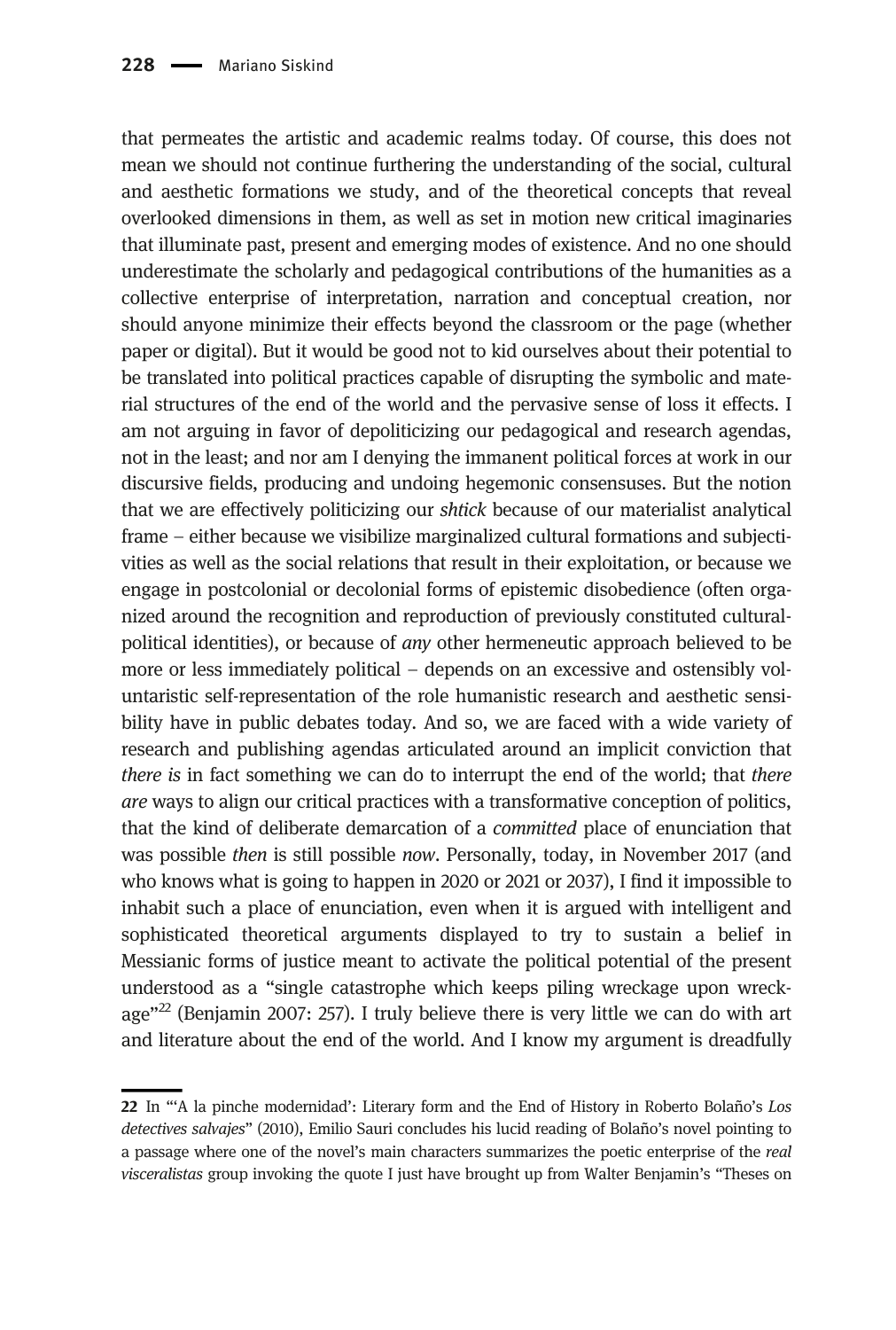that permeates the artistic and academic realms today. Of course, this does not mean we should not continue furthering the understanding of the social, cultural and aesthetic formations we study, and of the theoretical concepts that reveal overlooked dimensions in them, as well as set in motion new critical imaginaries that illuminate past, present and emerging modes of existence. And no one should underestimate the scholarly and pedagogical contributions of the humanities as a collective enterprise of interpretation, narration and conceptual creation, nor should anyone minimize their effects beyond the classroom or the page (whether paper or digital). But it would be good not to kid ourselves about their potential to be translated into political practices capable of disrupting the symbolic and material structures of the end of the world and the pervasive sense of loss it effects. I am not arguing in favor of depoliticizing our pedagogical and research agendas, not in the least; and nor am I denying the immanent political forces at work in our discursive fields, producing and undoing hegemonic consensuses. But the notion that we are effectively politicizing our *shtick* because of our materialist analytical frame – either because we visibilize marginalized cultural formations and subjectivities as well as the social relations that result in their exploitation, or because we engage in postcolonial or decolonial forms of epistemic disobedience (often organized around the recognition and reproduction of previously constituted cultural-political identities), or because of *any* other hermeneutic approach believed to be more or less immediately political – depends on an excessive and ostensibly voluntaristic self-representation of the role humanistic research and aesthetic sensibility have in public debates today. And so, we are faced with a wide variety of research and publishing agendas articulated around an implicit conviction that *there is* in fact something we can do to interrupt the end of the world; that *there are* ways to align our critical practices with a transformative conception of politics, that the kind of deliberate demarcation of a *committed* place of enunciation that was possible *then* is still possible *now*. Personally, today, in November 2017 (and who knows what is going to happen in 2020 or 2021 or 2037), I find it impossible to inhabit such a place of enunciation, even when it is argued with intelligent and sophisticated theoretical arguments displayed to try to sustain a belief in Messianic forms of justice meant to activate the political potential of the present understood as a "single catastrophe which keeps piling wreckage upon wreckage"[22] (Benjamin 2007: 257). I truly believe there is very little we can do with art and literature about the end of the world. And I know my argument is dreadfully

22 In "'A la pinche modernidad': Literary form and the End of History in Roberto Bolaño's *Los detectives salvajes*" (2010), Emilio Sauri concludes his lucid reading of Bolaño's novel pointing to a passage where one of the novel's main characters summarizes the poetic enterprise of the *real visceralistas* group invoking the quote I just have brought up from Walter Benjamin's "Theses on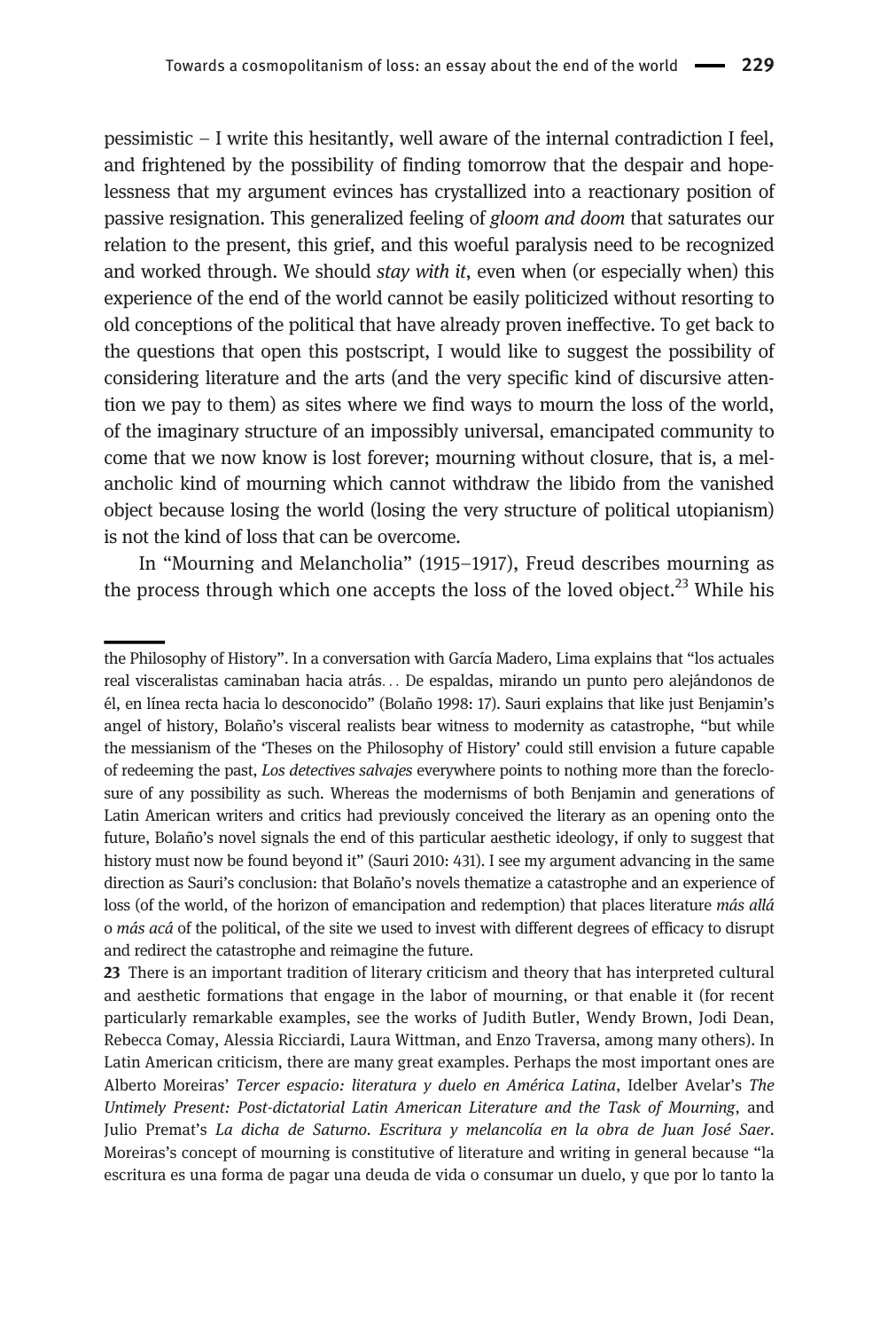pessimistic – I write this hesitantly, well aware of the internal contradiction I feel, and frightened by the possibility of finding tomorrow that the despair and hopelessness that my argument evinces has crystallized into a reactionary position of passive resignation. This generalized feeling of *gloom and doom* that saturates our relation to the present, this grief, and this woeful paralysis need to be recognized and worked through. We should *stay with it*, even when (or especially when) this experience of the end of the world cannot be easily politicized without resorting to old conceptions of the political that have already proven ineffective. To get back to the questions that open this postscript, I would like to suggest the possibility of considering literature and the arts (and the very specific kind of discursive attention we pay to them) as sites where we find ways to mourn the loss of the world, of the imaginary structure of an impossibly universal, emancipated community to come that we now know is lost forever; mourning without closure, that is, a melancholic kind of mourning which cannot withdraw the libido from the vanished object because losing the world (losing the very structure of political utopianism) is not the kind of loss that can be overcome.

In "Mourning and Melancholia" (1915–1917), Freud describes mourning as the process through which one accepts the loss of the loved object.[23] While his

---

the Philosophy of History". In a conversation with García Madero, Lima explains that "los actuales real visceralistas caminaban hacia atrás… De espaldas, mirando un punto pero alejándonos de él, en línea recta hacia lo desconocido" (Bolaño 1998: 17). Sauri explains that like just Benjamin's angel of history, Bolaño's visceral realists bear witness to modernity as catastrophe, "but while the messianism of the 'Theses on the Philosophy of History' could still envision a future capable of redeeming the past, *Los detectives salvajes* everywhere points to nothing more than the foreclosure of any possibility as such. Whereas the modernisms of both Benjamin and generations of Latin American writers and critics had previously conceived the literary as an opening onto the future, Bolaño's novel signals the end of this particular aesthetic ideology, if only to suggest that history must now be found beyond it" (Sauri 2010: 431). I see my argument advancing in the same direction as Sauri's conclusion: that Bolaño's novels thematize a catastrophe and an experience of loss (of the world, of the horizon of emancipation and redemption) that places literature *más allá* o *más acá* of the political, of the site we used to invest with different degrees of efficacy to disrupt and redirect the catastrophe and reimagine the future.

23 There is an important tradition of literary criticism and theory that has interpreted cultural and aesthetic formations that engage in the labor of mourning, or that enable it (for recent particularly remarkable examples, see the works of Judith Butler, Wendy Brown, Jodi Dean, Rebecca Comay, Alessia Ricciardi, Laura Wittman, and Enzo Traversa, among many others). In Latin American criticism, there are many great examples. Perhaps the most important ones are Alberto Moreiras' *Tercer espacio: literatura y duelo en América Latina*, Idelber Avelar's *The Untimely Present: Post-dictatorial Latin American Literature and the Task of Mourning*, and Julio Premat's *La dicha de Saturno. Escritura y melancolía en la obra de Juan José Saer*. Moreiras's concept of mourning is constitutive of literature and writing in general because "la escritura es una forma de pagar una deuda de vida o consumar un duelo, y que por lo tanto la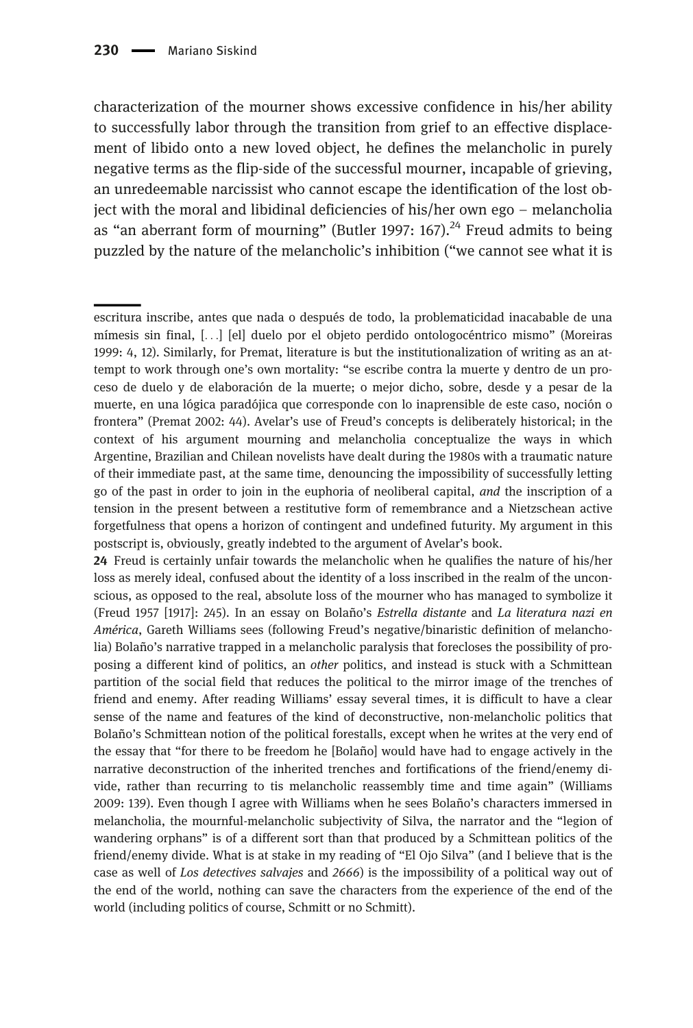characterization of the mourner shows excessive confidence in his/her ability to successfully labor through the transition from grief to an effective displacement of libido onto a new loved object, he defines the melancholic in purely negative terms as the flip-side of the successful mourner, incapable of grieving, an unredeemable narcissist who cannot escape the identification of the lost object with the moral and libidinal deficiencies of his/her own ego – melancholia as "an aberrant form of mourning" (Butler 1997: 167).[24] Freud admits to being puzzled by the nature of the melancholic's inhibition ("we cannot see what it is

---

escritura inscribe, antes que nada o después de todo, la problematicidad inacabable de una mímesis sin final, [...] [el] duelo por el objeto perdido ontologocéntrico mismo" (Moreiras 1999: 4, 12). Similarly, for Premat, literature is but the institutionalization of writing as an attempt to work through one's own mortality: "se escribe contra la muerte y dentro de un proceso de duelo y de elaboración de la muerte; o mejor dicho, sobre, desde y a pesar de la muerte, en una lógica paradójica que corresponde con lo inaprensible de este caso, noción o frontera" (Premat 2002: 44). Avelar's use of Freud's concepts is deliberately historical; in the context of his argument mourning and melancholia conceptualize the ways in which Argentine, Brazilian and Chilean novelists have dealt during the 1980s with a traumatic nature of their immediate past, at the same time, denouncing the impossibility of successfully letting go of the past in order to join in the euphoria of neoliberal capital, *and* the inscription of a tension in the present between a restitutive form of remembrance and a Nietzschean active forgetfulness that opens a horizon of contingent and undefined futurity. My argument in this postscript is, obviously, greatly indebted to the argument of Avelar's book.

24 Freud is certainly unfair towards the melancholic when he qualifies the nature of his/her loss as merely ideal, confused about the identity of a loss inscribed in the realm of the unconscious, as opposed to the real, absolute loss of the mourner who has managed to symbolize it (Freud 1957 [1917]: 245). In an essay on Bolaño's *Estrella distante* and *La literatura nazi en América*, Gareth Williams sees (following Freud's negative/binaristic definition of melancholia) Bolaño's narrative trapped in a melancholic paralysis that forecloses the possibility of proposing a different kind of politics, an *other* politics, and instead is stuck with a Schmittean partition of the social field that reduces the political to the mirror image of the trenches of friend and enemy. After reading Williams' essay several times, it is difficult to have a clear sense of the name and features of the kind of deconstructive, non-melancholic politics that Bolaño's Schmittean notion of the political forestalls, except when he writes at the very end of the essay that "for there to be freedom he [Bolaño] would have had to engage actively in the narrative deconstruction of the inherited trenches and fortifications of the friend/enemy divide, rather than recurring to tis melancholic reassembly time and time again" (Williams 2009: 139). Even though I agree with Williams when he sees Bolaño's characters immersed in melancholia, the mournful-melancholic subjectivity of Silva, the narrator and the "legion of wandering orphans" is of a different sort than that produced by a Schmittean politics of the friend/enemy divide. What is at stake in my reading of "El Ojo Silva" (and I believe that is the case as well of *Los detectives salvajes* and *2666*) is the impossibility of a political way out of the end of the world, nothing can save the characters from the experience of the end of the world (including politics of course, Schmitt or no Schmitt).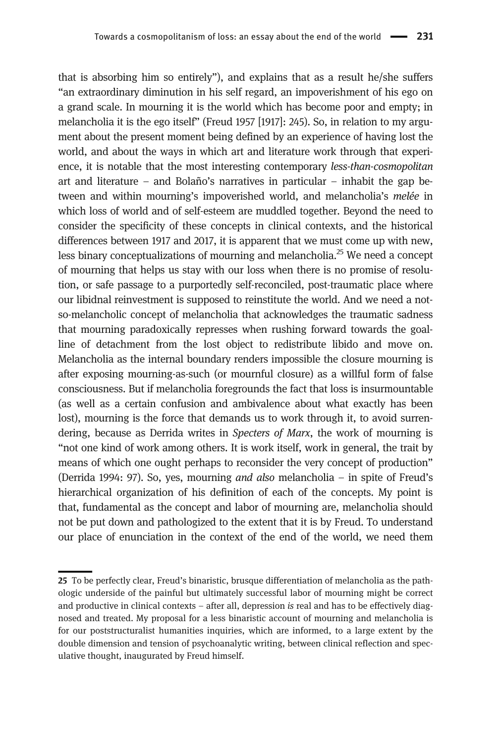that is absorbing him so entirely"), and explains that as a result he/she suffers "an extraordinary diminution in his self regard, an impoverishment of his ego on a grand scale. In mourning it is the world which has become poor and empty; in melancholia it is the ego itself" (Freud 1957 [1917]: 245). So, in relation to my argument about the present moment being defined by an experience of having lost the world, and about the ways in which art and literature work through that experience, it is notable that the most interesting contemporary *less-than-cosmopolitan* art and literature – and Bolaño's narratives in particular – inhabit the gap between and within mourning's impoverished world, and melancholia's *melée* in which loss of world and of self-esteem are muddled together. Beyond the need to consider the specificity of these concepts in clinical contexts, and the historical differences between 1917 and 2017, it is apparent that we must come up with new, less binary conceptualizations of mourning and melancholia.[25] We need a concept of mourning that helps us stay with our loss when there is no promise of resolution, or safe passage to a purportedly self-reconciled, post-traumatic place where our libidnal reinvestment is supposed to reinstitute the world. And we need a not-so-melancholic concept of melancholia that acknowledges the traumatic sadness that mourning paradoxically represses when rushing forward towards the goal-line of detachment from the lost object to redistribute libido and move on. Melancholia as the internal boundary renders impossible the closure mourning is after exposing mourning-as-such (or mournful closure) as a willful form of false consciousness. But if melancholia foregrounds the fact that loss is insurmountable (as well as a certain confusion and ambivalence about what exactly has been lost), mourning is the force that demands us to work through it, to avoid surrendering, because as Derrida writes in *Specters of Marx*, the work of mourning is "not one kind of work among others. It is work itself, work in general, the trait by means of which one ought perhaps to reconsider the very concept of production" (Derrida 1994: 97). So, yes, mourning *and also* melancholia – in spite of Freud's hierarchical organization of his definition of each of the concepts. My point is that, fundamental as the concept and labor of mourning are, melancholia should not be put down and pathologized to the extent that it is by Freud. To understand our place of enunciation in the context of the end of the world, we need them

25 To be perfectly clear, Freud's binaristic, brusque differentiation of melancholia as the pathologic underside of the painful but ultimately successful labor of mourning might be correct and productive in clinical contexts – after all, depression *is* real and has to be effectively diagnosed and treated. My proposal for a less binaristic account of mourning and melancholia is for our poststructuralist humanities inquiries, which are informed, to a large extent by the double dimension and tension of psychoanalytic writing, between clinical reflection and speculative thought, inaugurated by Freud himself.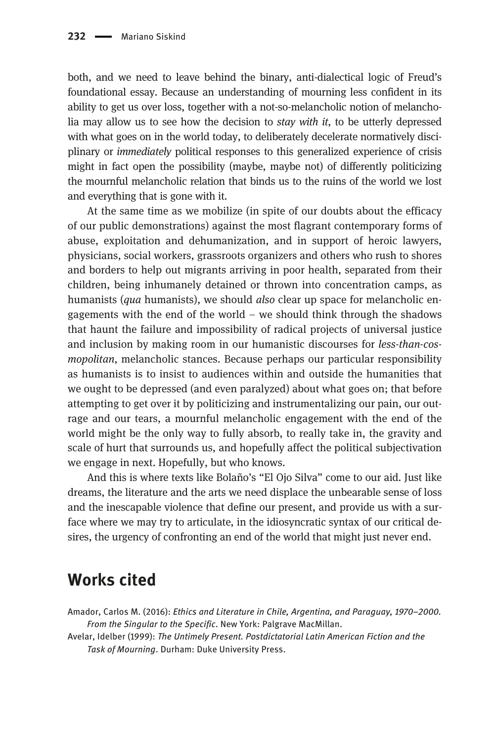both, and we need to leave behind the binary, anti-dialectical logic of Freud's foundational essay. Because an understanding of mourning less confident in its ability to get us over loss, together with a not-so-melancholic notion of melancholia may allow us to see how the decision to *stay with it*, to be utterly depressed with what goes on in the world today, to deliberately decelerate normatively disciplinary or *immediately* political responses to this generalized experience of crisis might in fact open the possibility (maybe, maybe not) of differently politicizing the mournful melancholic relation that binds us to the ruins of the world we lost and everything that is gone with it.

At the same time as we mobilize (in spite of our doubts about the efficacy of our public demonstrations) against the most flagrant contemporary forms of abuse, exploitation and dehumanization, and in support of heroic lawyers, physicians, social workers, grassroots organizers and others who rush to shores and borders to help out migrants arriving in poor health, separated from their children, being inhumanely detained or thrown into concentration camps, as humanists (*qua* humanists), we should *also* clear up space for melancholic engagements with the end of the world – we should think through the shadows that haunt the failure and impossibility of radical projects of universal justice and inclusion by making room in our humanistic discourses for *less-than-cosmopolitan*, melancholic stances. Because perhaps our particular responsibility as humanists is to insist to audiences within and outside the humanities that we ought to be depressed (and even paralyzed) about what goes on; that before attempting to get over it by politicizing and instrumentalizing our pain, our outrage and our tears, a mournful melancholic engagement with the end of the world might be the only way to fully absorb, to really take in, the gravity and scale of hurt that surrounds us, and hopefully affect the political subjectivation we engage in next. Hopefully, but who knows.

And this is where texts like Bolaño's "El Ojo Silva" come to our aid. Just like dreams, the literature and the arts we need displace the unbearable sense of loss and the inescapable violence that define our present, and provide us with a surface where we may try to articulate, in the idiosyncratic syntax of our critical desires, the urgency of confronting an end of the world that might just never end.

## Works cited

Amador, Carlos M. (2016): *Ethics and Literature in Chile, Argentina, and Paraguay, 1970–2000. From the Singular to the Specific*. New York: Palgrave MacMillan.

Avelar, Idelber (1999): *The Untimely Present. Postdictatorial Latin American Fiction and the Task of Mourning*. Durham: Duke University Press.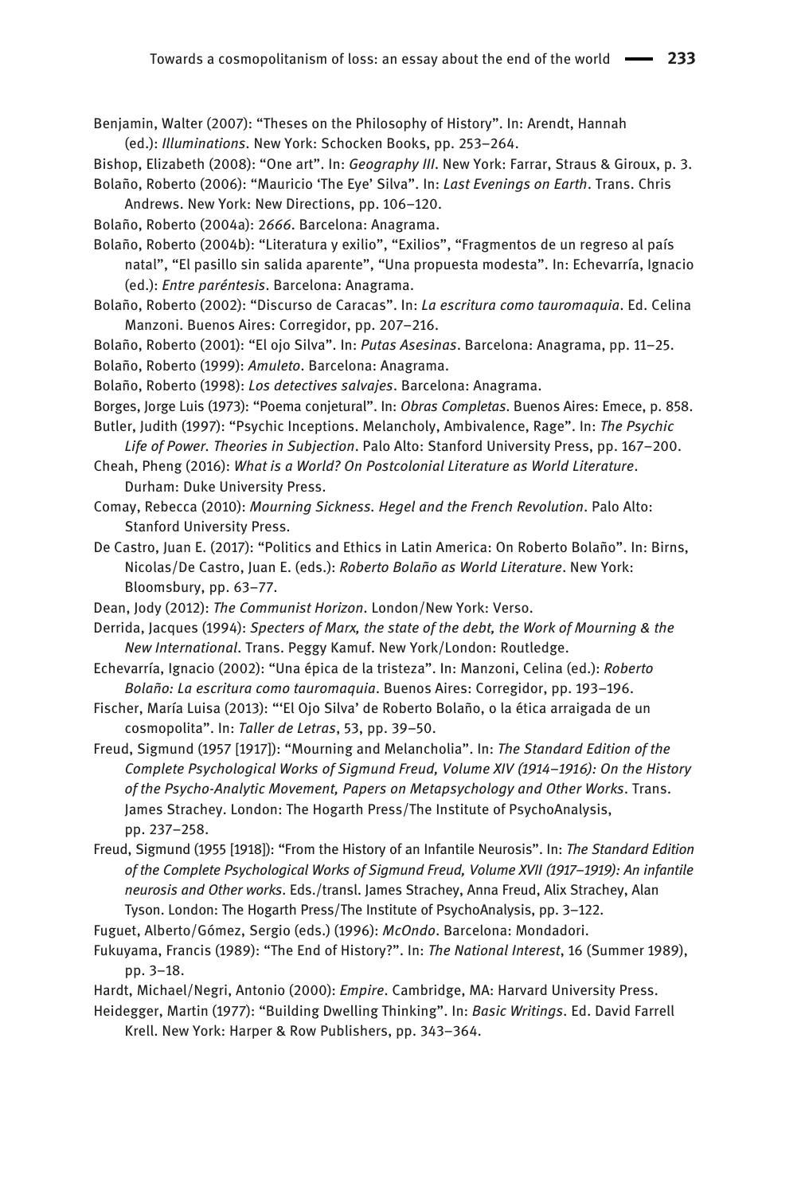Benjamin, Walter (2007): "Theses on the Philosophy of History". In: Arendt, Hannah (ed.): *Illuminations*. New York: Schocken Books, pp. 253–264.

Bishop, Elizabeth (2008): "One art". In: *Geography III*. New York: Farrar, Straus & Giroux, p. 3.

Bolaño, Roberto (2006): "Mauricio 'The Eye' Silva". In: *Last Evenings on Earth*. Trans. Chris Andrews. New York: New Directions, pp. 106–120.

Bolaño, Roberto (2004a): *2666*. Barcelona: Anagrama.

Bolaño, Roberto (2004b): "Literatura y exilio", "Exilios", "Fragmentos de un regreso al país natal", "El pasillo sin salida aparente", "Una propuesta modesta". In: Echevarría, Ignacio (ed.): *Entre paréntesis*. Barcelona: Anagrama.

Bolaño, Roberto (2002): "Discurso de Caracas". In: *La escritura como tauromaquia*. Ed. Celina Manzoni. Buenos Aires: Corregidor, pp. 207–216.

Bolaño, Roberto (2001): "El ojo Silva". In: *Putas Asesinas*. Barcelona: Anagrama, pp. 11–25.

Bolaño, Roberto (1999): *Amuleto*. Barcelona: Anagrama.

Bolaño, Roberto (1998): *Los detectives salvajes*. Barcelona: Anagrama.

Borges, Jorge Luis (1973): "Poema conjetural". In: *Obras Completas*. Buenos Aires: Emece, p. 858.

Butler, Judith (1997): "Psychic Inceptions. Melancholy, Ambivalence, Rage". In: *The Psychic Life of Power. Theories in Subjection*. Palo Alto: Stanford University Press, pp. 167–200.

Cheah, Pheng (2016): *What is a World? On Postcolonial Literature as World Literature*. Durham: Duke University Press.

Comay, Rebecca (2010): *Mourning Sickness. Hegel and the French Revolution*. Palo Alto: Stanford University Press.

De Castro, Juan E. (2017): "Politics and Ethics in Latin America: On Roberto Bolaño". In: Birns, Nicolas/De Castro, Juan E. (eds.): *Roberto Bolaño as World Literature*. New York: Bloomsbury, pp. 63–77.

Dean, Jody (2012): *The Communist Horizon*. London/New York: Verso.

Derrida, Jacques (1994): *Specters of Marx, the state of the debt, the Work of Mourning & the New International*. Trans. Peggy Kamuf. New York/London: Routledge.

Echevarría, Ignacio (2002): "Una épica de la tristeza". In: Manzoni, Celina (ed.): *Roberto Bolaño: La escritura como tauromaquia*. Buenos Aires: Corregidor, pp. 193–196.

Fischer, María Luisa (2013): "'El Ojo Silva' de Roberto Bolaño, o la ética arraigada de un cosmopolita". In: *Taller de Letras*, 53, pp. 39–50.

Freud, Sigmund (1957 [1917]): "Mourning and Melancholia". In: *The Standard Edition of the Complete Psychological Works of Sigmund Freud, Volume XIV (1914–1916): On the History of the Psycho-Analytic Movement, Papers on Metapsychology and Other Works*. Trans. James Strachey. London: The Hogarth Press/The Institute of PsychoAnalysis, pp. 237–258.

Freud, Sigmund (1955 [1918]): "From the History of an Infantile Neurosis". In: *The Standard Edition of the Complete Psychological Works of Sigmund Freud, Volume XVII (1917–1919): An infantile neurosis and Other works*. Eds./transl. James Strachey, Anna Freud, Alix Strachey, Alan Tyson. London: The Hogarth Press/The Institute of PsychoAnalysis, pp. 3–122.

Fuguet, Alberto/Gómez, Sergio (eds.) (1996): *McOndo*. Barcelona: Mondadori.

Fukuyama, Francis (1989): "The End of History?". In: *The National Interest*, 16 (Summer 1989), pp. 3–18.

Hardt, Michael/Negri, Antonio (2000): *Empire*. Cambridge, MA: Harvard University Press.

Heidegger, Martin (1977): "Building Dwelling Thinking". In: *Basic Writings*. Ed. David Farrell Krell. New York: Harper & Row Publishers, pp. 343–364.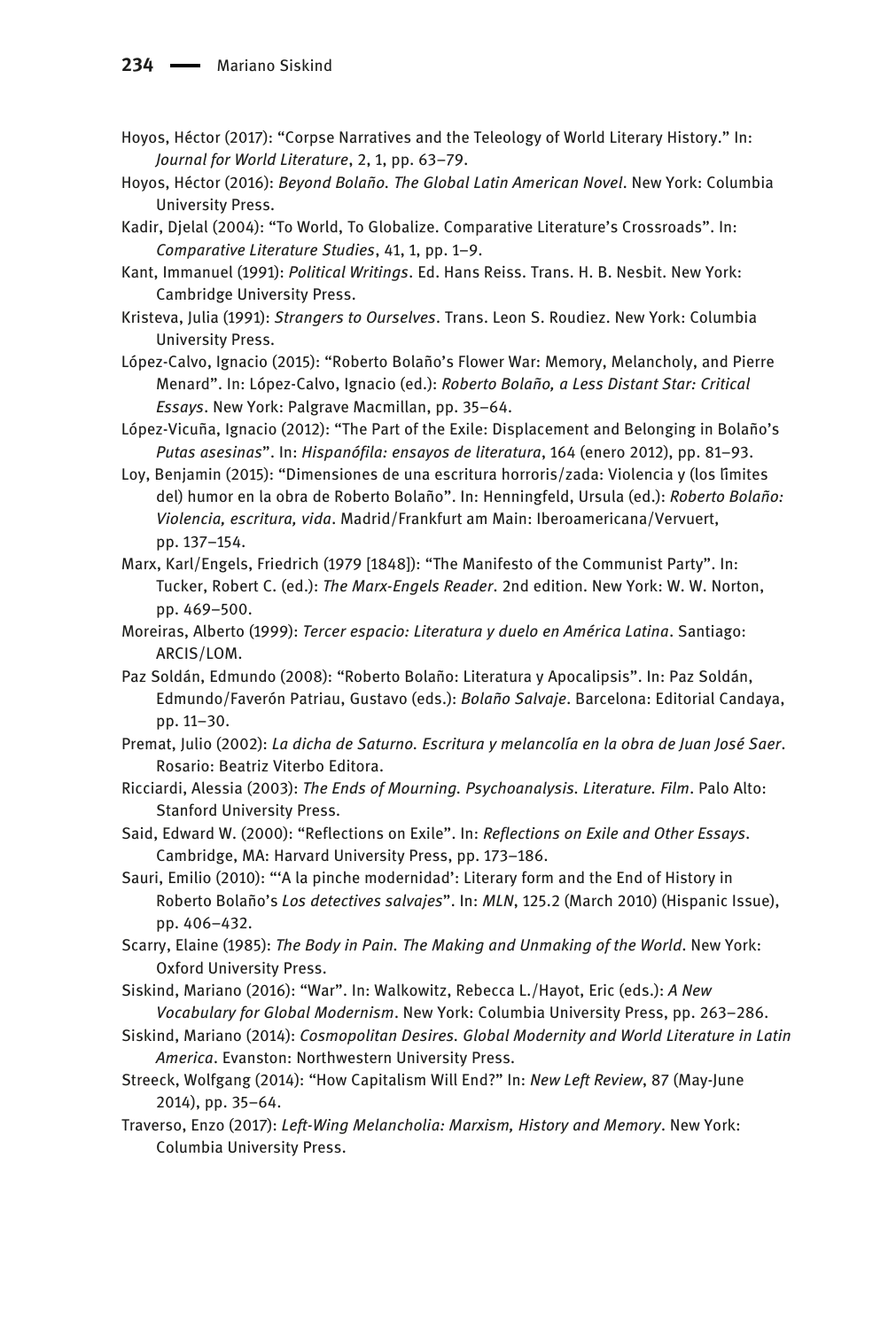Hoyos, Héctor (2017): "Corpse Narratives and the Teleology of World Literary History." In: *Journal for World Literature*, 2, 1, pp. 63–79.

Hoyos, Héctor (2016): *Beyond Bolaño. The Global Latin American Novel*. New York: Columbia University Press.

Kadir, Djelal (2004): "To World, To Globalize. Comparative Literature's Crossroads". In: *Comparative Literature Studies*, 41, 1, pp. 1–9.

Kant, Immanuel (1991): *Political Writings*. Ed. Hans Reiss. Trans. H. B. Nesbit. New York: Cambridge University Press.

Kristeva, Julia (1991): *Strangers to Ourselves*. Trans. Leon S. Roudiez. New York: Columbia University Press.

López-Calvo, Ignacio (2015): "Roberto Bolaño's Flower War: Memory, Melancholy, and Pierre Menard". In: López-Calvo, Ignacio (ed.): *Roberto Bolaño, a Less Distant Star: Critical Essays*. New York: Palgrave Macmillan, pp. 35–64.

López-Vicuña, Ignacio (2012): "The Part of the Exile: Displacement and Belonging in Bolaño's *Putas asesinas*". In: *Hispanófila: ensayos de literatura*, 164 (enero 2012), pp. 81–93.

Loy, Benjamin (2015): "Dimensiones de una escritura horroris/zada: Violencia y (los límites del) humor en la obra de Roberto Bolaño". In: Henningfeld, Ursula (ed.): *Roberto Bolaño: Violencia, escritura, vida*. Madrid/Frankfurt am Main: Iberoamericana/Vervuert, pp. 137–154.

Marx, Karl/Engels, Friedrich (1979 [1848]): "The Manifesto of the Communist Party". In: Tucker, Robert C. (ed.): *The Marx-Engels Reader*. 2nd edition. New York: W. W. Norton, pp. 469–500.

Moreiras, Alberto (1999): *Tercer espacio: Literatura y duelo en América Latina*. Santiago: ARCIS/LOM.

Paz Soldán, Edmundo (2008): "Roberto Bolaño: Literatura y Apocalipsis". In: Paz Soldán, Edmundo/Faverón Patriau, Gustavo (eds.): *Bolaño Salvaje*. Barcelona: Editorial Candaya, pp. 11–30.

Premat, Julio (2002): *La dicha de Saturno. Escritura y melancolía en la obra de Juan José Saer*. Rosario: Beatriz Viterbo Editora.

Ricciardi, Alessia (2003): *The Ends of Mourning. Psychoanalysis. Literature. Film*. Palo Alto: Stanford University Press.

Said, Edward W. (2000): "Reflections on Exile". In: *Reflections on Exile and Other Essays*. Cambridge, MA: Harvard University Press, pp. 173–186.

Sauri, Emilio (2010): "'A la pinche modernidad': Literary form and the End of History in Roberto Bolaño's *Los detectives salvajes*". In: *MLN*, 125.2 (March 2010) (Hispanic Issue), pp. 406–432.

Scarry, Elaine (1985): *The Body in Pain. The Making and Unmaking of the World*. New York: Oxford University Press.

Siskind, Mariano (2016): "War". In: Walkowitz, Rebecca L./Hayot, Eric (eds.): *A New Vocabulary for Global Modernism*. New York: Columbia University Press, pp. 263–286.

Siskind, Mariano (2014): *Cosmopolitan Desires. Global Modernity and World Literature in Latin America*. Evanston: Northwestern University Press.

Streeck, Wolfgang (2014): "How Capitalism Will End?" In: *New Left Review*, 87 (May-June 2014), pp. 35–64.

Traverso, Enzo (2017): *Left-Wing Melancholia: Marxism, History and Memory*. New York: Columbia University Press.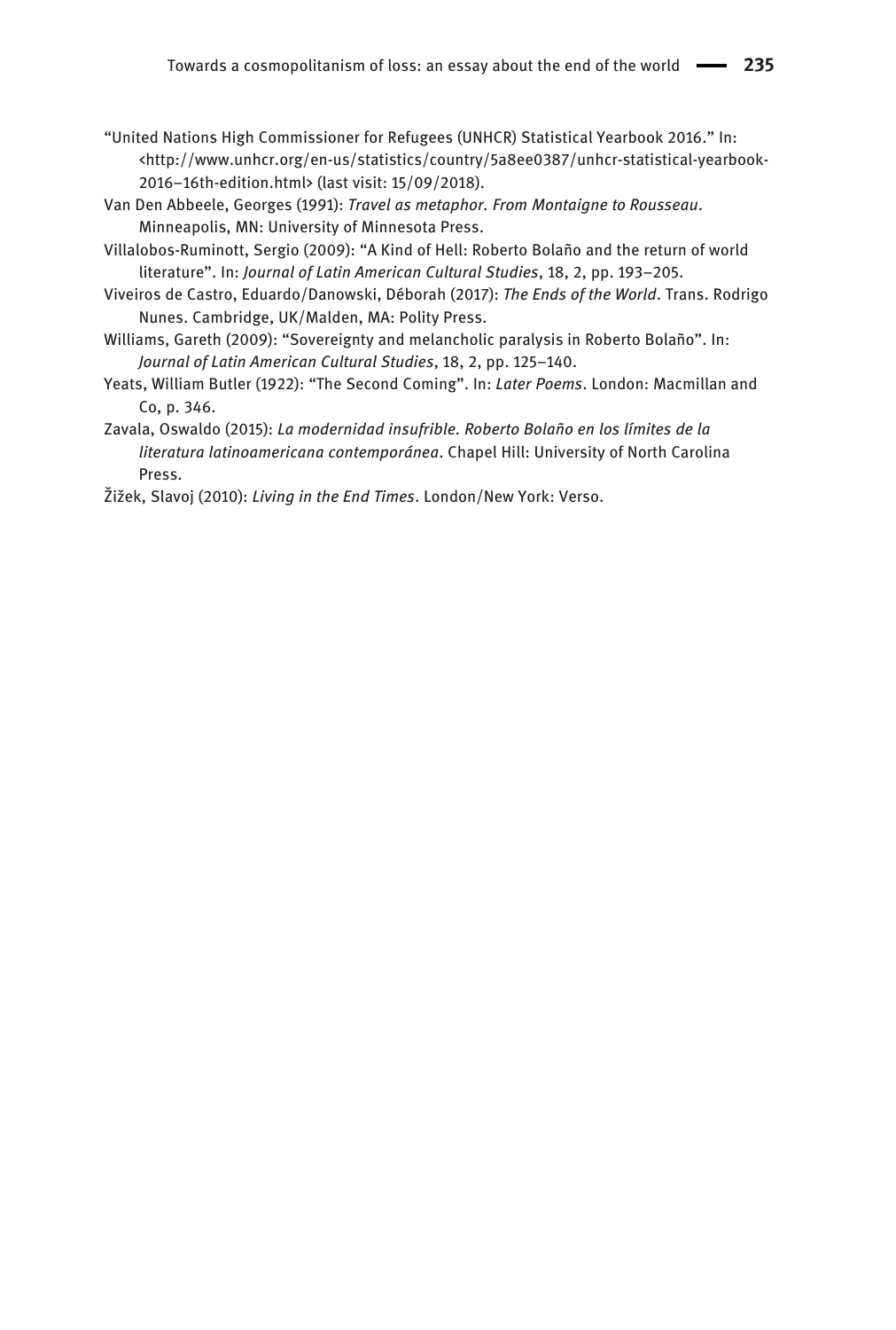"United Nations High Commissioner for Refugees (UNHCR) Statistical Yearbook 2016." In: <http://www.unhcr.org/en-us/statistics/country/5a8ee0387/unhcr-statistical-yearbook-2016–16th-edition.html> (last visit: 15/09/2018).

Van Den Abbeele, Georges (1991): *Travel as metaphor. From Montaigne to Rousseau*. Minneapolis, MN: University of Minnesota Press.

Villalobos-Ruminott, Sergio (2009): "A Kind of Hell: Roberto Bolaño and the return of world literature". In: *Journal of Latin American Cultural Studies*, 18, 2, pp. 193–205.

Viveiros de Castro, Eduardo/Danowski, Déborah (2017): *The Ends of the World*. Trans. Rodrigo Nunes. Cambridge, UK/Malden, MA: Polity Press.

Williams, Gareth (2009): "Sovereignty and melancholic paralysis in Roberto Bolaño". In: *Journal of Latin American Cultural Studies*, 18, 2, pp. 125–140.

Yeats, William Butler (1922): "The Second Coming". In: *Later Poems*. London: Macmillan and Co, p. 346.

Zavala, Oswaldo (2015): *La modernidad insufrible. Roberto Bolaño en los límites de la literatura latinoamericana contemporánea*. Chapel Hill: University of North Carolina Press.

Žižek, Slavoj (2010): *Living in the End Times*. London/New York: Verso.